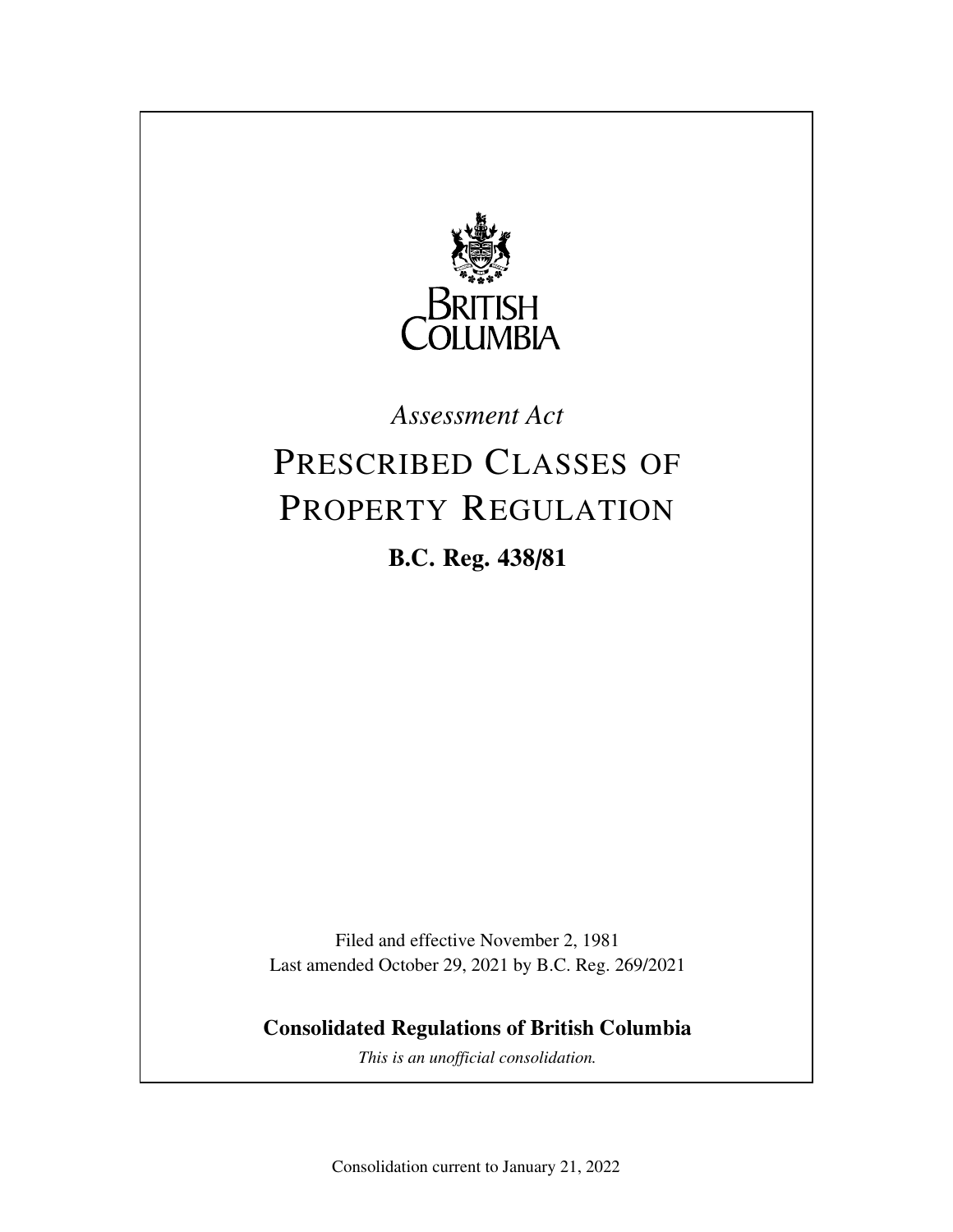BRITISH COLUMBIA

*Assessment Act*

# PRESCRIBED CLASSES OF PROPERTY REGULATION

**B.C. Reg. 438/81**

Filed and effective November 2, 1981
Last amended October 29, 2021 by B.C. Reg. 269/2021

**Consolidated Regulations of British Columbia**

*This is an unofficial consolidation.*

Consolidation current to January 21, 2022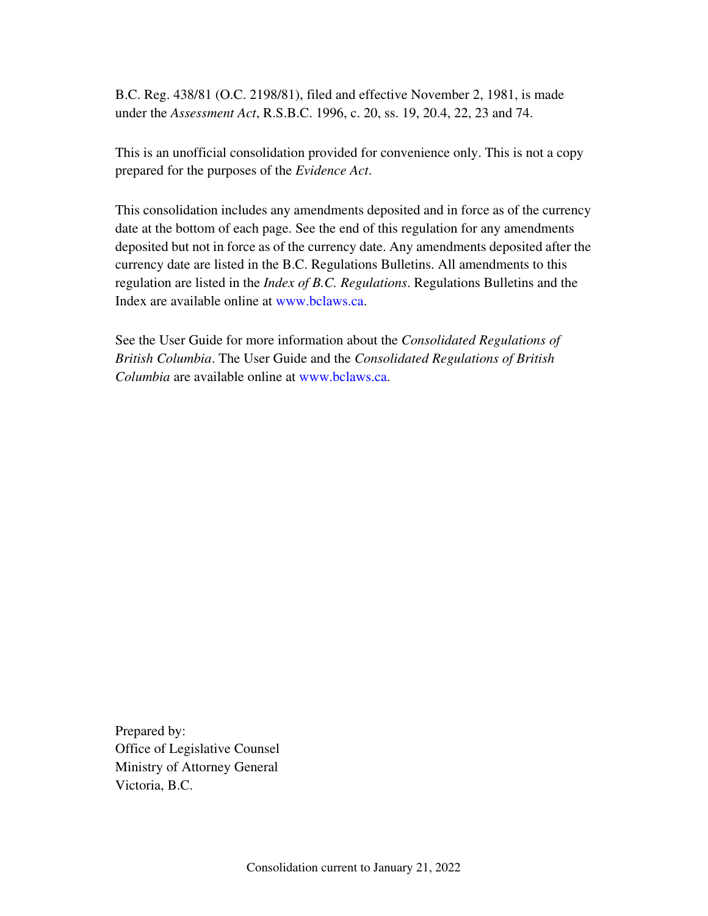B.C. Reg. 438/81 (O.C. 2198/81), filed and effective November 2, 1981, is made under the *Assessment Act*, R.S.B.C. 1996, c. 20, ss. 19, 20.4, 22, 23 and 74.

This is an unofficial consolidation provided for convenience only. This is not a copy prepared for the purposes of the *Evidence Act*.

This consolidation includes any amendments deposited and in force as of the currency date at the bottom of each page. See the end of this regulation for any amendments deposited but not in force as of the currency date. Any amendments deposited after the currency date are listed in the B.C. Regulations Bulletins. All amendments to this regulation are listed in the *Index of B.C. Regulations*. Regulations Bulletins and the Index are available online at www.bclaws.ca.

See the User Guide for more information about the *Consolidated Regulations of British Columbia*. The User Guide and the *Consolidated Regulations of British Columbia* are available online at www.bclaws.ca.

Prepared by:
Office of Legislative Counsel
Ministry of Attorney General
Victoria, B.C.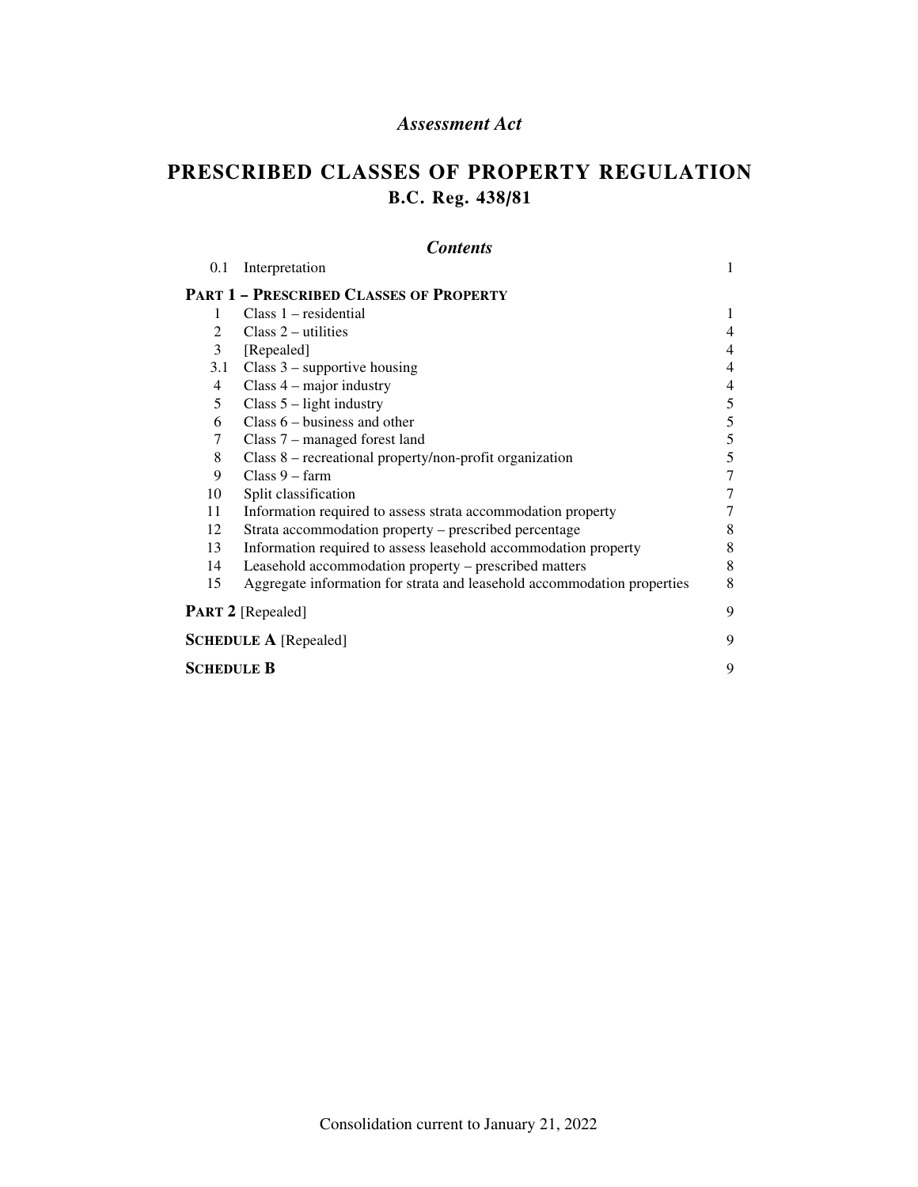*Assessment Act*

# PRESCRIBED CLASSES OF PROPERTY REGULATION

## B.C. Reg. 438/81

### *Contents*

| | | |
|---|---|---|
| 0.1 | Interpretation | 1 |
| **PART 1 – PRESCRIBED CLASSES OF PROPERTY** | | |
| 1 | Class 1 – residential | 1 |
| 2 | Class 2 – utilities | 4 |
| 3 | [Repealed] | 4 |
| 3.1 | Class 3 – supportive housing | 4 |
| 4 | Class 4 – major industry | 4 |
| 5 | Class 5 – light industry | 5 |
| 6 | Class 6 – business and other | 5 |
| 7 | Class 7 – managed forest land | 5 |
| 8 | Class 8 – recreational property/non-profit organization | 5 |
| 9 | Class 9 – farm | 7 |
| 10 | Split classification | 7 |
| 11 | Information required to assess strata accommodation property | 7 |
| 12 | Strata accommodation property – prescribed percentage | 8 |
| 13 | Information required to assess leasehold accommodation property | 8 |
| 14 | Leasehold accommodation property – prescribed matters | 8 |
| 15 | Aggregate information for strata and leasehold accommodation properties | 8 |
| **PART 2** [Repealed] | | 9 |
| **SCHEDULE A** [Repealed] | | 9 |
| **SCHEDULE B** | | 9 |

Consolidation current to January 21, 2022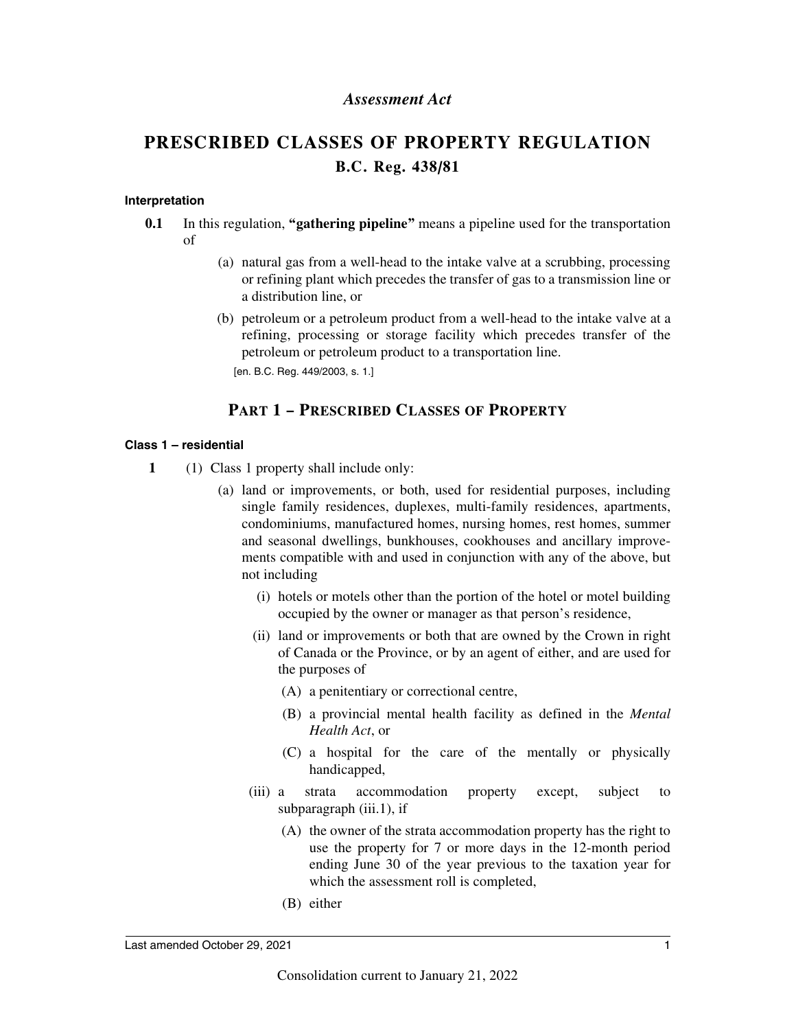*Assessment Act*

# PRESCRIBED CLASSES OF PROPERTY REGULATION

## B.C. Reg. 438/81

**Interpretation**

**0.1** In this regulation, **"gathering pipeline"** means a pipeline used for the transportation of

(a) natural gas from a well-head to the intake valve at a scrubbing, processing or refining plant which precedes the transfer of gas to a transmission line or a distribution line, or

(b) petroleum or a petroleum product from a well-head to the intake valve at a refining, processing or storage facility which precedes transfer of the petroleum or petroleum product to a transportation line.

[en. B.C. Reg. 449/2003, s. 1.]

## PART 1 – PRESCRIBED CLASSES OF PROPERTY

**Class 1 – residential**

**1** (1) Class 1 property shall include only:

(a) land or improvements, or both, used for residential purposes, including single family residences, duplexes, multi-family residences, apartments, condominiums, manufactured homes, nursing homes, rest homes, summer and seasonal dwellings, bunkhouses, cookhouses and ancillary improvements compatible with and used in conjunction with any of the above, but not including

(i) hotels or motels other than the portion of the hotel or motel building occupied by the owner or manager as that person's residence,

(ii) land or improvements or both that are owned by the Crown in right of Canada or the Province, or by an agent of either, and are used for the purposes of

(A) a penitentiary or correctional centre,

(B) a provincial mental health facility as defined in the *Mental Health Act*, or

(C) a hospital for the care of the mentally or physically handicapped,

(iii) a strata accommodation property except, subject to subparagraph (iii.1), if

(A) the owner of the strata accommodation property has the right to use the property for 7 or more days in the 12-month period ending June 30 of the year previous to the taxation year for which the assessment roll is completed,

(B) either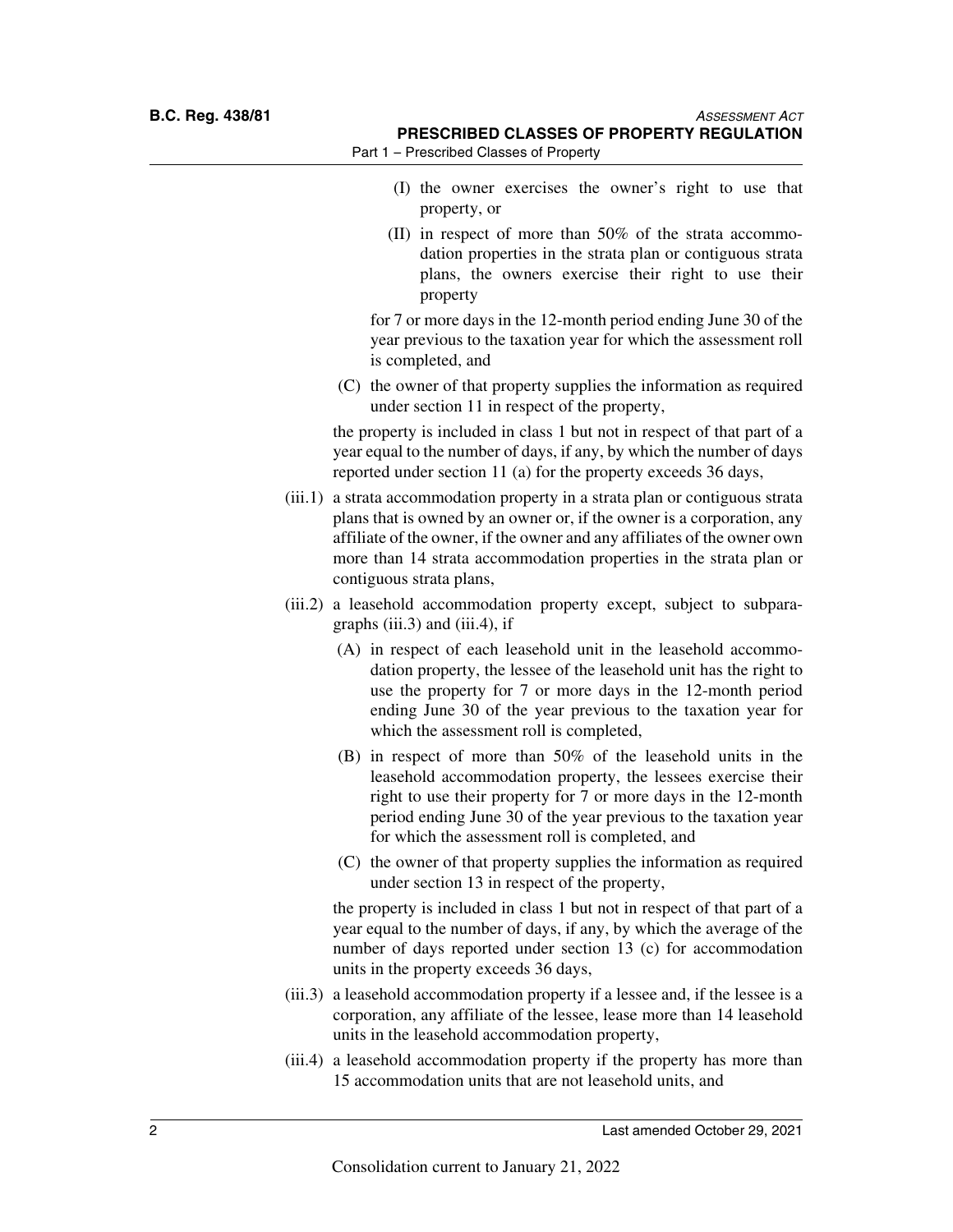(I) the owner exercises the owner's right to use that property, or

(II) in respect of more than 50% of the strata accommodation properties in the strata plan or contiguous strata plans, the owners exercise their right to use their property

for 7 or more days in the 12-month period ending June 30 of the year previous to the taxation year for which the assessment roll is completed, and

(C) the owner of that property supplies the information as required under section 11 in respect of the property,

the property is included in class 1 but not in respect of that part of a year equal to the number of days, if any, by which the number of days reported under section 11 (a) for the property exceeds 36 days,

(iii.1) a strata accommodation property in a strata plan or contiguous strata plans that is owned by an owner or, if the owner is a corporation, any affiliate of the owner, if the owner and any affiliates of the owner own more than 14 strata accommodation properties in the strata plan or contiguous strata plans,

(iii.2) a leasehold accommodation property except, subject to subparagraphs (iii.3) and (iii.4), if

(A) in respect of each leasehold unit in the leasehold accommodation property, the lessee of the leasehold unit has the right to use the property for 7 or more days in the 12-month period ending June 30 of the year previous to the taxation year for which the assessment roll is completed,

(B) in respect of more than 50% of the leasehold units in the leasehold accommodation property, the lessees exercise their right to use their property for 7 or more days in the 12-month period ending June 30 of the year previous to the taxation year for which the assessment roll is completed, and

(C) the owner of that property supplies the information as required under section 13 in respect of the property,

the property is included in class 1 but not in respect of that part of a year equal to the number of days, if any, by which the average of the number of days reported under section 13 (c) for accommodation units in the property exceeds 36 days,

(iii.3) a leasehold accommodation property if a lessee and, if the lessee is a corporation, any affiliate of the lessee, lease more than 14 leasehold units in the leasehold accommodation property,

(iii.4) a leasehold accommodation property if the property has more than 15 accommodation units that are not leasehold units, and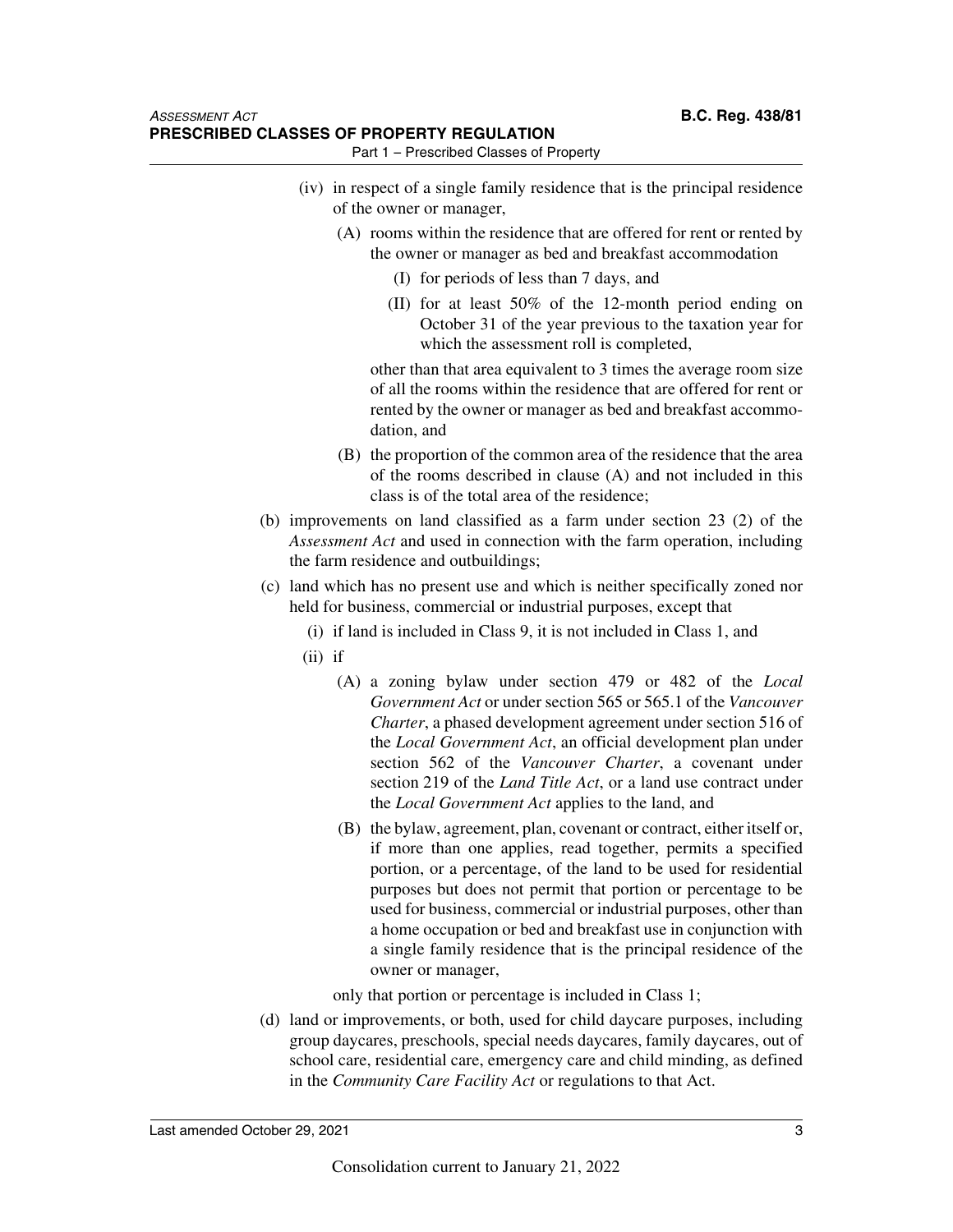(iv) in respect of a single family residence that is the principal residence of the owner or manager,

(A) rooms within the residence that are offered for rent or rented by the owner or manager as bed and breakfast accommodation

(I) for periods of less than 7 days, and

(II) for at least 50% of the 12-month period ending on October 31 of the year previous to the taxation year for which the assessment roll is completed,

other than that area equivalent to 3 times the average room size of all the rooms within the residence that are offered for rent or rented by the owner or manager as bed and breakfast accommodation, and

(B) the proportion of the common area of the residence that the area of the rooms described in clause (A) and not included in this class is of the total area of the residence;

(b) improvements on land classified as a farm under section 23 (2) of the *Assessment Act* and used in connection with the farm operation, including the farm residence and outbuildings;

(c) land which has no present use and which is neither specifically zoned nor held for business, commercial or industrial purposes, except that

(i) if land is included in Class 9, it is not included in Class 1, and

(ii) if

(A) a zoning bylaw under section 479 or 482 of the *Local Government Act* or under section 565 or 565.1 of the *Vancouver Charter*, a phased development agreement under section 516 of the *Local Government Act*, an official development plan under section 562 of the *Vancouver Charter*, a covenant under section 219 of the *Land Title Act*, or a land use contract under the *Local Government Act* applies to the land, and

(B) the bylaw, agreement, plan, covenant or contract, either itself or, if more than one applies, read together, permits a specified portion, or a percentage, of the land to be used for residential purposes but does not permit that portion or percentage to be used for business, commercial or industrial purposes, other than a home occupation or bed and breakfast use in conjunction with a single family residence that is the principal residence of the owner or manager,

only that portion or percentage is included in Class 1;

(d) land or improvements, or both, used for child daycare purposes, including group daycares, preschools, special needs daycares, family daycares, out of school care, residential care, emergency care and child minding, as defined in the *Community Care Facility Act* or regulations to that Act.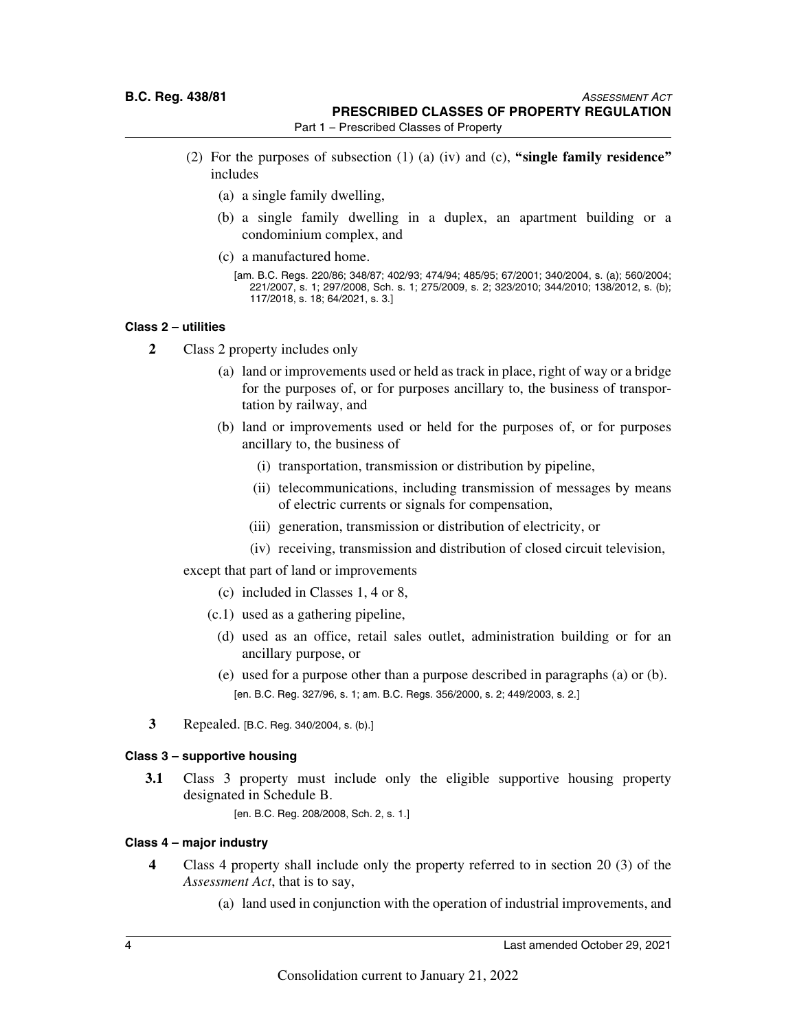(2) For the purposes of subsection (1) (a) (iv) and (c), **"single family residence"** includes

(a) a single family dwelling,

(b) a single family dwelling in a duplex, an apartment building or a condominium complex, and

(c) a manufactured home.

[am. B.C. Regs. 220/86; 348/87; 402/93; 474/94; 485/95; 67/2001; 340/2004, s. (a); 560/2004; 221/2007, s. 1; 297/2008, Sch. s. 1; 275/2009, s. 2; 323/2010; 344/2010; 138/2012, s. (b); 117/2018, s. 18; 64/2021, s. 3.]

#### Class 2 – utilities

**2** Class 2 property includes only

(a) land or improvements used or held as track in place, right of way or a bridge for the purposes of, or for purposes ancillary to, the business of transportation by railway, and

(b) land or improvements used or held for the purposes of, or for purposes ancillary to, the business of

(i) transportation, transmission or distribution by pipeline,

(ii) telecommunications, including transmission of messages by means of electric currents or signals for compensation,

(iii) generation, transmission or distribution of electricity, or

(iv) receiving, transmission and distribution of closed circuit television,

except that part of land or improvements

(c) included in Classes 1, 4 or 8,

(c.1) used as a gathering pipeline,

(d) used as an office, retail sales outlet, administration building or for an ancillary purpose, or

(e) used for a purpose other than a purpose described in paragraphs (a) or (b).

[en. B.C. Reg. 327/96, s. 1; am. B.C. Regs. 356/2000, s. 2; 449/2003, s. 2.]

**3** Repealed. [B.C. Reg. 340/2004, s. (b).]

#### Class 3 – supportive housing

**3.1** Class 3 property must include only the eligible supportive housing property designated in Schedule B.

[en. B.C. Reg. 208/2008, Sch. 2, s. 1.]

#### Class 4 – major industry

**4** Class 4 property shall include only the property referred to in section 20 (3) of the *Assessment Act*, that is to say,

(a) land used in conjunction with the operation of industrial improvements, and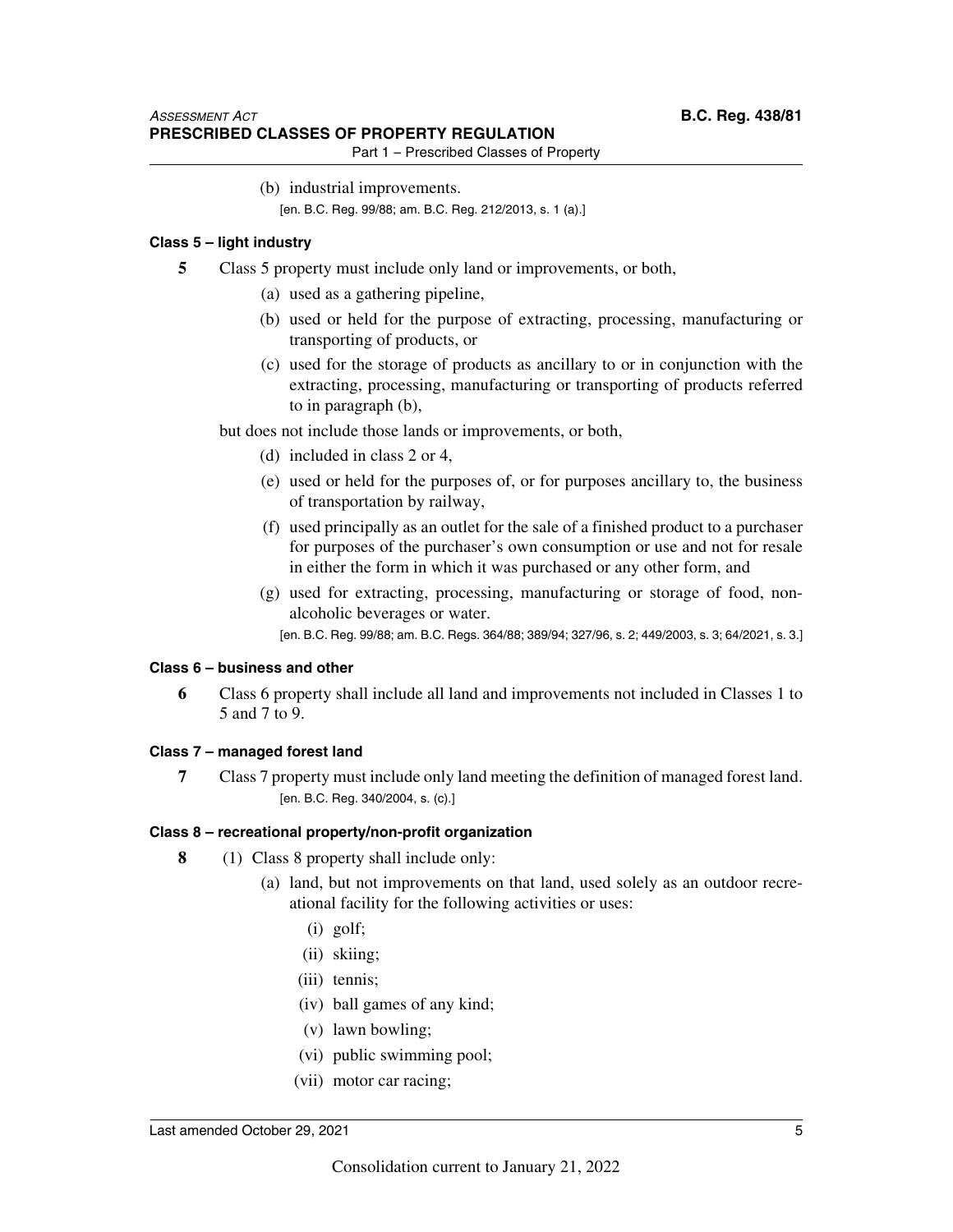(b) industrial improvements.

[en. B.C. Reg. 99/88; am. B.C. Reg. 212/2013, s. 1 (a).]

**Class 5 – light industry**

**5** Class 5 property must include only land or improvements, or both,

(a) used as a gathering pipeline,

(b) used or held for the purpose of extracting, processing, manufacturing or transporting of products, or

(c) used for the storage of products as ancillary to or in conjunction with the extracting, processing, manufacturing or transporting of products referred to in paragraph (b),

but does not include those lands or improvements, or both,

(d) included in class 2 or 4,

(e) used or held for the purposes of, or for purposes ancillary to, the business of transportation by railway,

(f) used principally as an outlet for the sale of a finished product to a purchaser for purposes of the purchaser's own consumption or use and not for resale in either the form in which it was purchased or any other form, and

(g) used for extracting, processing, manufacturing or storage of food, non-alcoholic beverages or water.

[en. B.C. Reg. 99/88; am. B.C. Regs. 364/88; 389/94; 327/96, s. 2; 449/2003, s. 3; 64/2021, s. 3.]

**Class 6 – business and other**

**6** Class 6 property shall include all land and improvements not included in Classes 1 to 5 and 7 to 9.

**Class 7 – managed forest land**

**7** Class 7 property must include only land meeting the definition of managed forest land.

[en. B.C. Reg. 340/2004, s. (c).]

**Class 8 – recreational property/non-profit organization**

**8** (1) Class 8 property shall include only:

(a) land, but not improvements on that land, used solely as an outdoor recreational facility for the following activities or uses:

(i) golf;

(ii) skiing;

(iii) tennis;

(iv) ball games of any kind;

(v) lawn bowling;

(vi) public swimming pool;

(vii) motor car racing;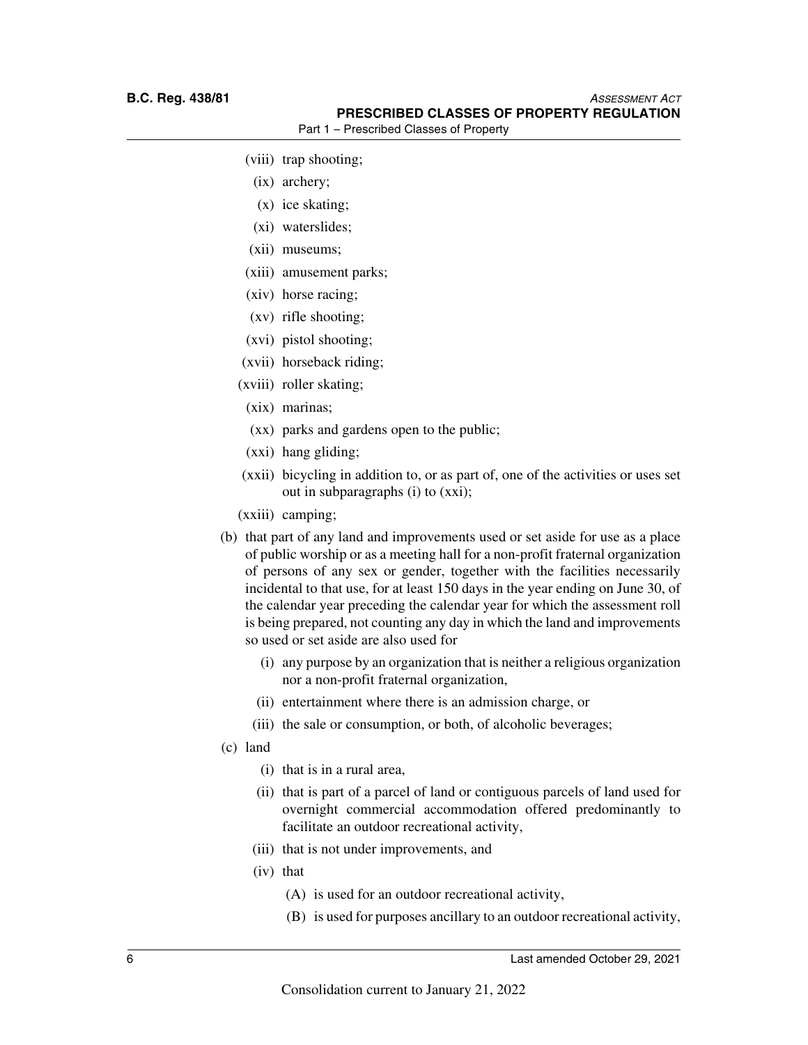(viii) trap shooting;

(ix) archery;

(x) ice skating;

(xi) waterslides;

(xii) museums;

(xiii) amusement parks;

(xiv) horse racing;

(xv) rifle shooting;

(xvi) pistol shooting;

(xvii) horseback riding;

(xviii) roller skating;

(xix) marinas;

(xx) parks and gardens open to the public;

(xxi) hang gliding;

(xxii) bicycling in addition to, or as part of, one of the activities or uses set out in subparagraphs (i) to (xxi);

(xxiii) camping;

(b) that part of any land and improvements used or set aside for use as a place of public worship or as a meeting hall for a non-profit fraternal organization of persons of any sex or gender, together with the facilities necessarily incidental to that use, for at least 150 days in the year ending on June 30, of the calendar year preceding the calendar year for which the assessment roll is being prepared, not counting any day in which the land and improvements so used or set aside are also used for

(i) any purpose by an organization that is neither a religious organization nor a non-profit fraternal organization,

(ii) entertainment where there is an admission charge, or

(iii) the sale or consumption, or both, of alcoholic beverages;

(c) land

(i) that is in a rural area,

(ii) that is part of a parcel of land or contiguous parcels of land used for overnight commercial accommodation offered predominantly to facilitate an outdoor recreational activity,

(iii) that is not under improvements, and

(iv) that

(A) is used for an outdoor recreational activity,

(B) is used for purposes ancillary to an outdoor recreational activity,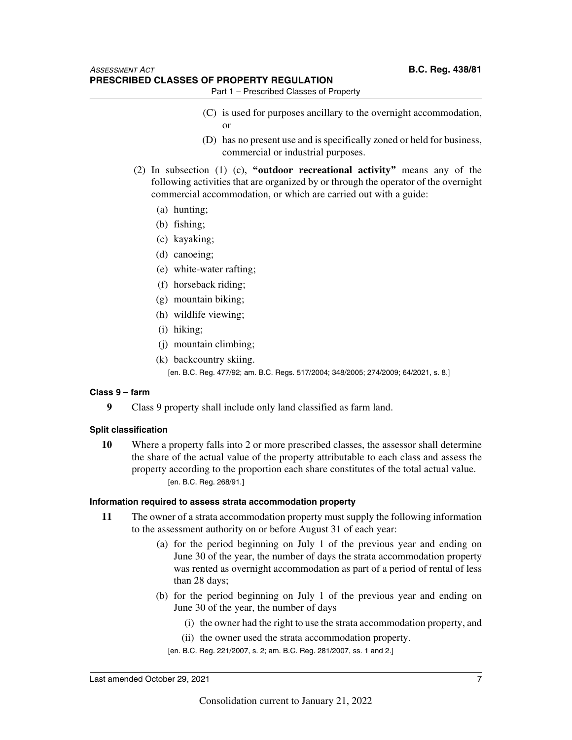(C) is used for purposes ancillary to the overnight accommodation, or

(D) has no present use and is specifically zoned or held for business, commercial or industrial purposes.

(2) In subsection (1) (c), **"outdoor recreational activity"** means any of the following activities that are organized by or through the operator of the overnight commercial accommodation, or which are carried out with a guide:

(a) hunting;

(b) fishing;

(c) kayaking;

(d) canoeing;

(e) white-water rafting;

(f) horseback riding;

(g) mountain biking;

(h) wildlife viewing;

(i) hiking;

(j) mountain climbing;

(k) backcountry skiing.

[en. B.C. Reg. 477/92; am. B.C. Regs. 517/2004; 348/2005; 274/2009; 64/2021, s. 8.]

#### Class 9 – farm

**9** Class 9 property shall include only land classified as farm land.

#### Split classification

**10** Where a property falls into 2 or more prescribed classes, the assessor shall determine the share of the actual value of the property attributable to each class and assess the property according to the proportion each share constitutes of the total actual value.

[en. B.C. Reg. 268/91.]

#### Information required to assess strata accommodation property

**11** The owner of a strata accommodation property must supply the following information to the assessment authority on or before August 31 of each year:

(a) for the period beginning on July 1 of the previous year and ending on June 30 of the year, the number of days the strata accommodation property was rented as overnight accommodation as part of a period of rental of less than 28 days;

(b) for the period beginning on July 1 of the previous year and ending on June 30 of the year, the number of days

(i) the owner had the right to use the strata accommodation property, and

(ii) the owner used the strata accommodation property.

[en. B.C. Reg. 221/2007, s. 2; am. B.C. Reg. 281/2007, ss. 1 and 2.]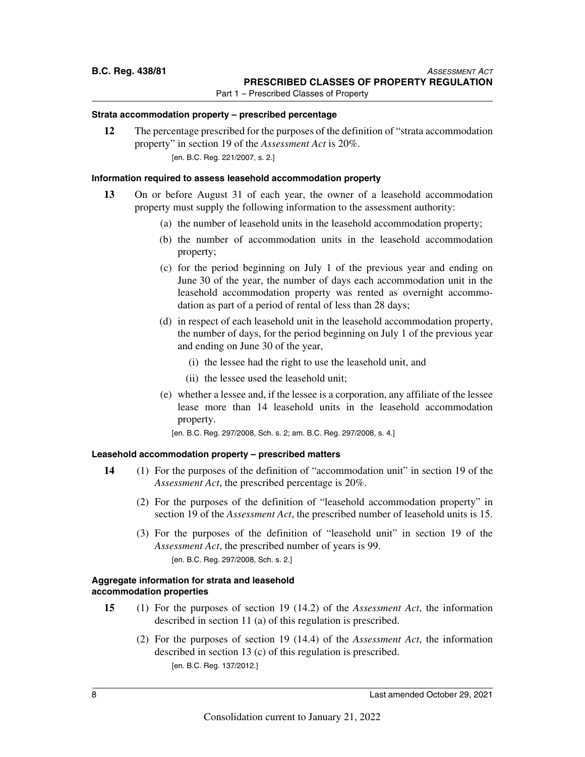#### Strata accommodation property – prescribed percentage

**12** The percentage prescribed for the purposes of the definition of "strata accommodation property" in section 19 of the *Assessment Act* is 20%.

[en. B.C. Reg. 221/2007, s. 2.]

#### Information required to assess leasehold accommodation property

**13** On or before August 31 of each year, the owner of a leasehold accommodation property must supply the following information to the assessment authority:

(a) the number of leasehold units in the leasehold accommodation property;

(b) the number of accommodation units in the leasehold accommodation property;

(c) for the period beginning on July 1 of the previous year and ending on June 30 of the year, the number of days each accommodation unit in the leasehold accommodation property was rented as overnight accommodation as part of a period of rental of less than 28 days;

(d) in respect of each leasehold unit in the leasehold accommodation property, the number of days, for the period beginning on July 1 of the previous year and ending on June 30 of the year,

(i) the lessee had the right to use the leasehold unit, and

(ii) the lessee used the leasehold unit;

(e) whether a lessee and, if the lessee is a corporation, any affiliate of the lessee lease more than 14 leasehold units in the leasehold accommodation property.

[en. B.C. Reg. 297/2008, Sch. s. 2; am. B.C. Reg. 297/2008, s. 4.]

#### Leasehold accommodation property – prescribed matters

**14** (1) For the purposes of the definition of "accommodation unit" in section 19 of the *Assessment Act*, the prescribed percentage is 20%.

(2) For the purposes of the definition of "leasehold accommodation property" in section 19 of the *Assessment Act*, the prescribed number of leasehold units is 15.

(3) For the purposes of the definition of "leasehold unit" in section 19 of the *Assessment Act*, the prescribed number of years is 99.

[en. B.C. Reg. 297/2008, Sch. s. 2.]

#### Aggregate information for strata and leasehold accommodation properties

**15** (1) For the purposes of section 19 (14.2) of the *Assessment Act*, the information described in section 11 (a) of this regulation is prescribed.

(2) For the purposes of section 19 (14.4) of the *Assessment Act*, the information described in section 13 (c) of this regulation is prescribed.

[en. B.C. Reg. 137/2012.]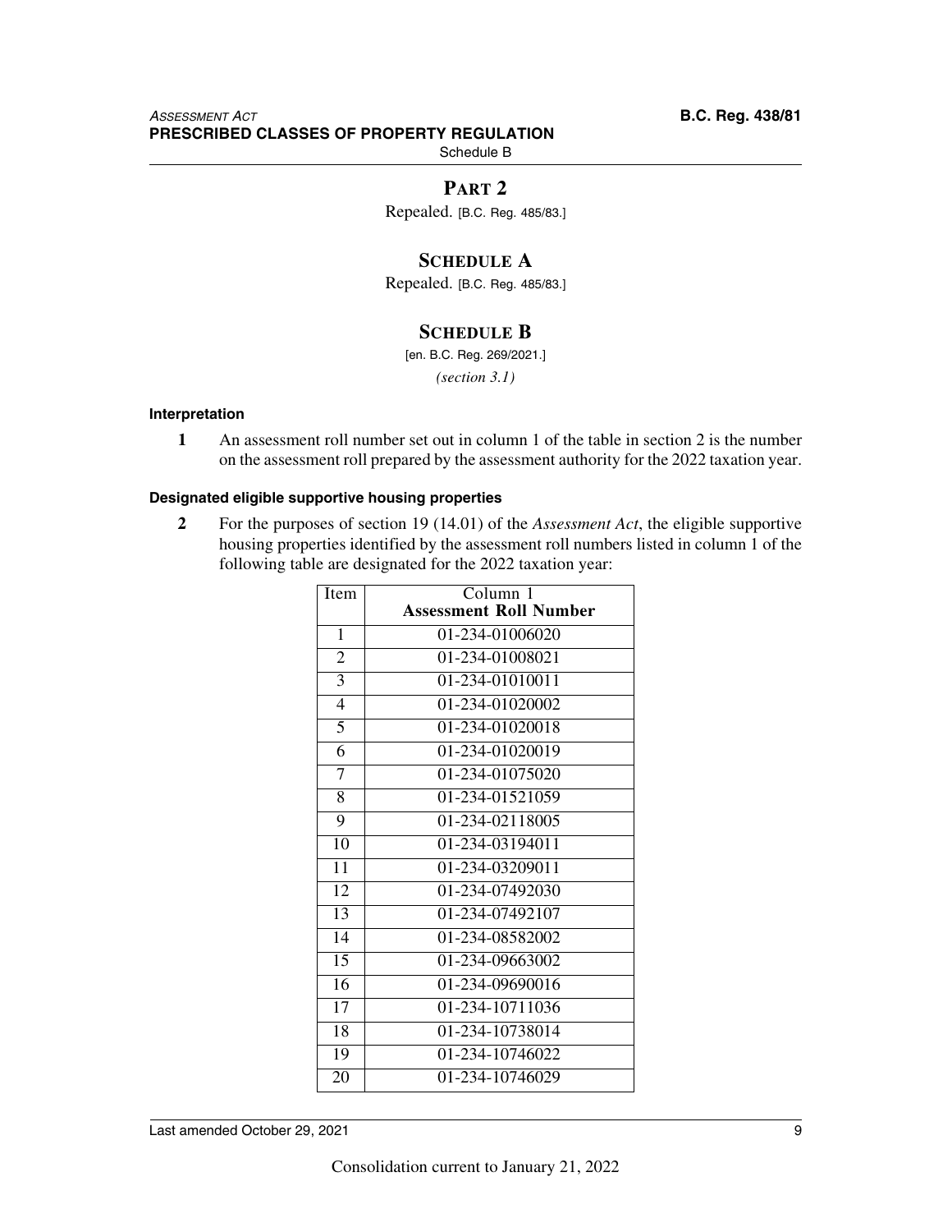## PART 2

Repealed. [B.C. Reg. 485/83.]

## SCHEDULE A

Repealed. [B.C. Reg. 485/83.]

## SCHEDULE B

[en. B.C. Reg. 269/2021.]

*(section 3.1)*

#### Interpretation

**1** An assessment roll number set out in column 1 of the table in section 2 is the number on the assessment roll prepared by the assessment authority for the 2022 taxation year.

#### Designated eligible supportive housing properties

**2** For the purposes of section 19 (14.01) of the *Assessment Act*, the eligible supportive housing properties identified by the assessment roll numbers listed in column 1 of the following table are designated for the 2022 taxation year:

| Item | Column 1 **Assessment Roll Number** |
|---|---|
| 1 | 01-234-01006020 |
| 2 | 01-234-01008021 |
| 3 | 01-234-01010011 |
| 4 | 01-234-01020002 |
| 5 | 01-234-01020018 |
| 6 | 01-234-01020019 |
| 7 | 01-234-01075020 |
| 8 | 01-234-01521059 |
| 9 | 01-234-02118005 |
| 10 | 01-234-03194011 |
| 11 | 01-234-03209011 |
| 12 | 01-234-07492030 |
| 13 | 01-234-07492107 |
| 14 | 01-234-08582002 |
| 15 | 01-234-09663002 |
| 16 | 01-234-09690016 |
| 17 | 01-234-10711036 |
| 18 | 01-234-10738014 |
| 19 | 01-234-10746022 |
| 20 | 01-234-10746029 |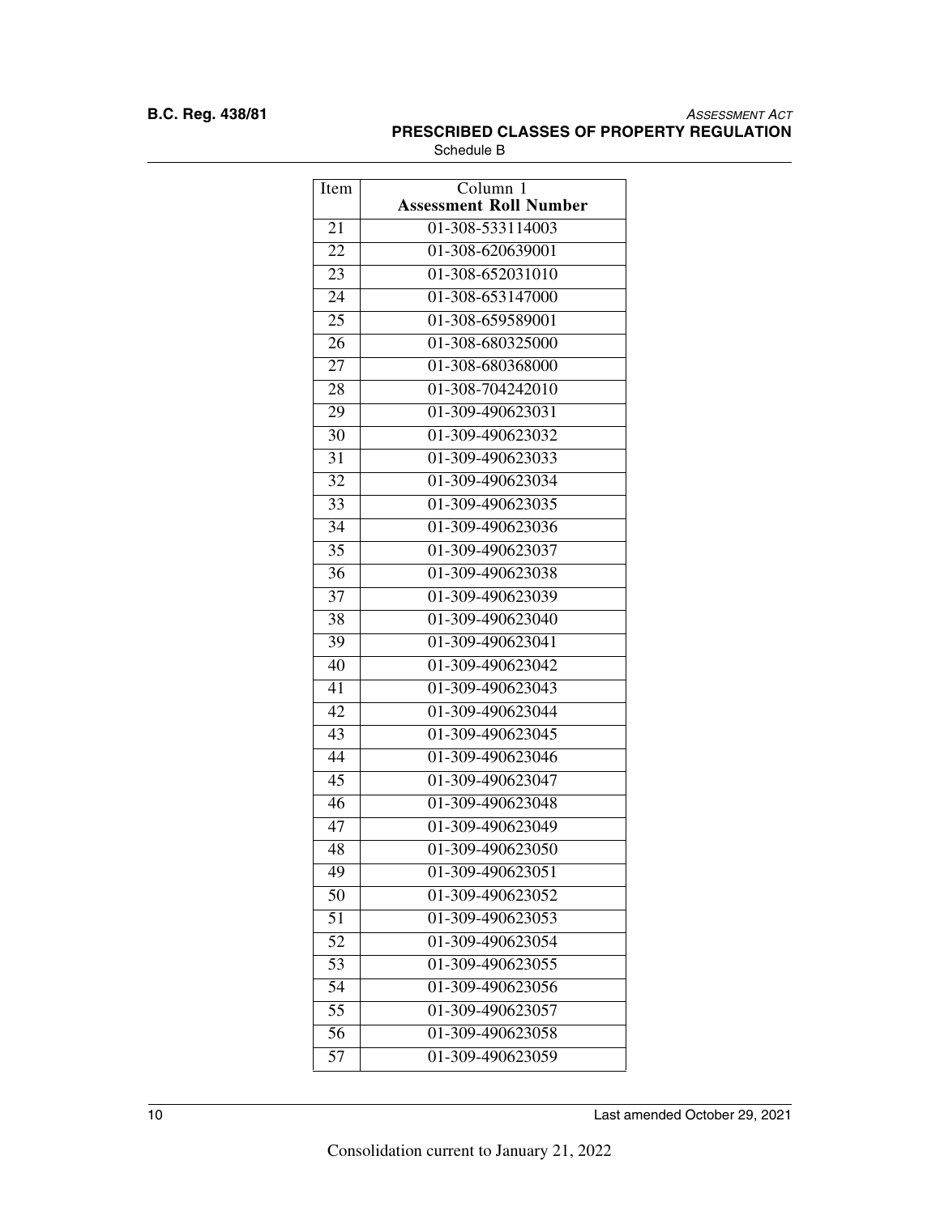| Item | Column 1 **Assessment Roll Number** |
|---|---|
| 21 | 01-308-533114003 |
| 22 | 01-308-620639001 |
| 23 | 01-308-652031010 |
| 24 | 01-308-653147000 |
| 25 | 01-308-659589001 |
| 26 | 01-308-680325000 |
| 27 | 01-308-680368000 |
| 28 | 01-308-704242010 |
| 29 | 01-309-490623031 |
| 30 | 01-309-490623032 |
| 31 | 01-309-490623033 |
| 32 | 01-309-490623034 |
| 33 | 01-309-490623035 |
| 34 | 01-309-490623036 |
| 35 | 01-309-490623037 |
| 36 | 01-309-490623038 |
| 37 | 01-309-490623039 |
| 38 | 01-309-490623040 |
| 39 | 01-309-490623041 |
| 40 | 01-309-490623042 |
| 41 | 01-309-490623043 |
| 42 | 01-309-490623044 |
| 43 | 01-309-490623045 |
| 44 | 01-309-490623046 |
| 45 | 01-309-490623047 |
| 46 | 01-309-490623048 |
| 47 | 01-309-490623049 |
| 48 | 01-309-490623050 |
| 49 | 01-309-490623051 |
| 50 | 01-309-490623052 |
| 51 | 01-309-490623053 |
| 52 | 01-309-490623054 |
| 53 | 01-309-490623055 |
| 54 | 01-309-490623056 |
| 55 | 01-309-490623057 |
| 56 | 01-309-490623058 |
| 57 | 01-309-490623059 |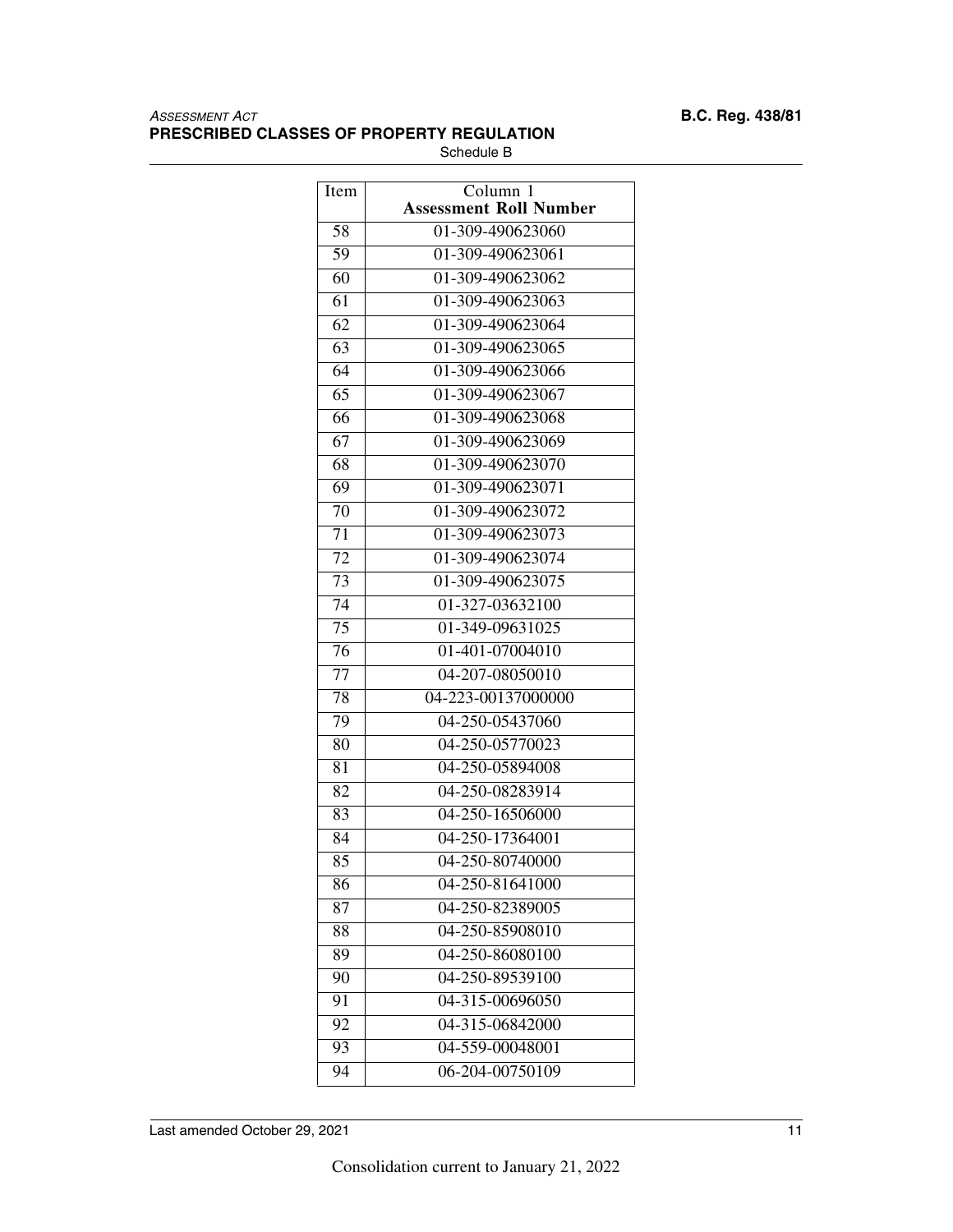| Item | Column 1 **Assessment Roll Number** |
|---|---|
| 58 | 01-309-490623060 |
| 59 | 01-309-490623061 |
| 60 | 01-309-490623062 |
| 61 | 01-309-490623063 |
| 62 | 01-309-490623064 |
| 63 | 01-309-490623065 |
| 64 | 01-309-490623066 |
| 65 | 01-309-490623067 |
| 66 | 01-309-490623068 |
| 67 | 01-309-490623069 |
| 68 | 01-309-490623070 |
| 69 | 01-309-490623071 |
| 70 | 01-309-490623072 |
| 71 | 01-309-490623073 |
| 72 | 01-309-490623074 |
| 73 | 01-309-490623075 |
| 74 | 01-327-03632100 |
| 75 | 01-349-09631025 |
| 76 | 01-401-07004010 |
| 77 | 04-207-08050010 |
| 78 | 04-223-00137000000 |
| 79 | 04-250-05437060 |
| 80 | 04-250-05770023 |
| 81 | 04-250-05894008 |
| 82 | 04-250-08283914 |
| 83 | 04-250-16506000 |
| 84 | 04-250-17364001 |
| 85 | 04-250-80740000 |
| 86 | 04-250-81641000 |
| 87 | 04-250-82389005 |
| 88 | 04-250-85908010 |
| 89 | 04-250-86080100 |
| 90 | 04-250-89539100 |
| 91 | 04-315-00696050 |
| 92 | 04-315-06842000 |
| 93 | 04-559-00048001 |
| 94 | 06-204-00750109 |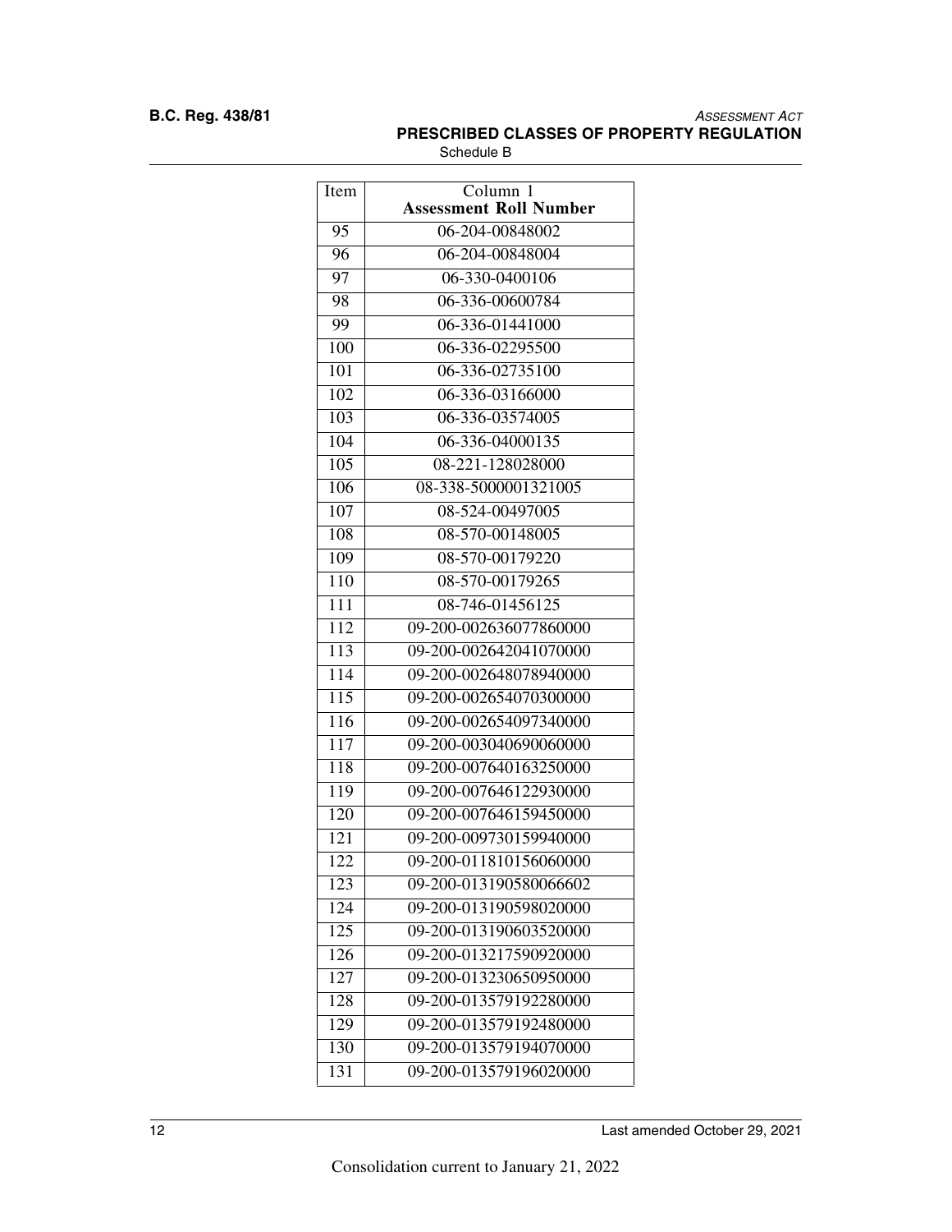| Item | Column 1 **Assessment Roll Number** |
| --- | --- |
| 95 | 06-204-00848002 |
| 96 | 06-204-00848004 |
| 97 | 06-330-0400106 |
| 98 | 06-336-00600784 |
| 99 | 06-336-01441000 |
| 100 | 06-336-02295500 |
| 101 | 06-336-02735100 |
| 102 | 06-336-03166000 |
| 103 | 06-336-03574005 |
| 104 | 06-336-04000135 |
| 105 | 08-221-128028000 |
| 106 | 08-338-5000001321005 |
| 107 | 08-524-00497005 |
| 108 | 08-570-00148005 |
| 109 | 08-570-00179220 |
| 110 | 08-570-00179265 |
| 111 | 08-746-01456125 |
| 112 | 09-200-002636077860000 |
| 113 | 09-200-002642041070000 |
| 114 | 09-200-002648078940000 |
| 115 | 09-200-002654070300000 |
| 116 | 09-200-002654097340000 |
| 117 | 09-200-003040690060000 |
| 118 | 09-200-007640163250000 |
| 119 | 09-200-007646122930000 |
| 120 | 09-200-007646159450000 |
| 121 | 09-200-009730159940000 |
| 122 | 09-200-011810156060000 |
| 123 | 09-200-013190580066602 |
| 124 | 09-200-013190598020000 |
| 125 | 09-200-013190603520000 |
| 126 | 09-200-013217590920000 |
| 127 | 09-200-013230650950000 |
| 128 | 09-200-013579192280000 |
| 129 | 09-200-013579192480000 |
| 130 | 09-200-013579194070000 |
| 131 | 09-200-013579196020000 |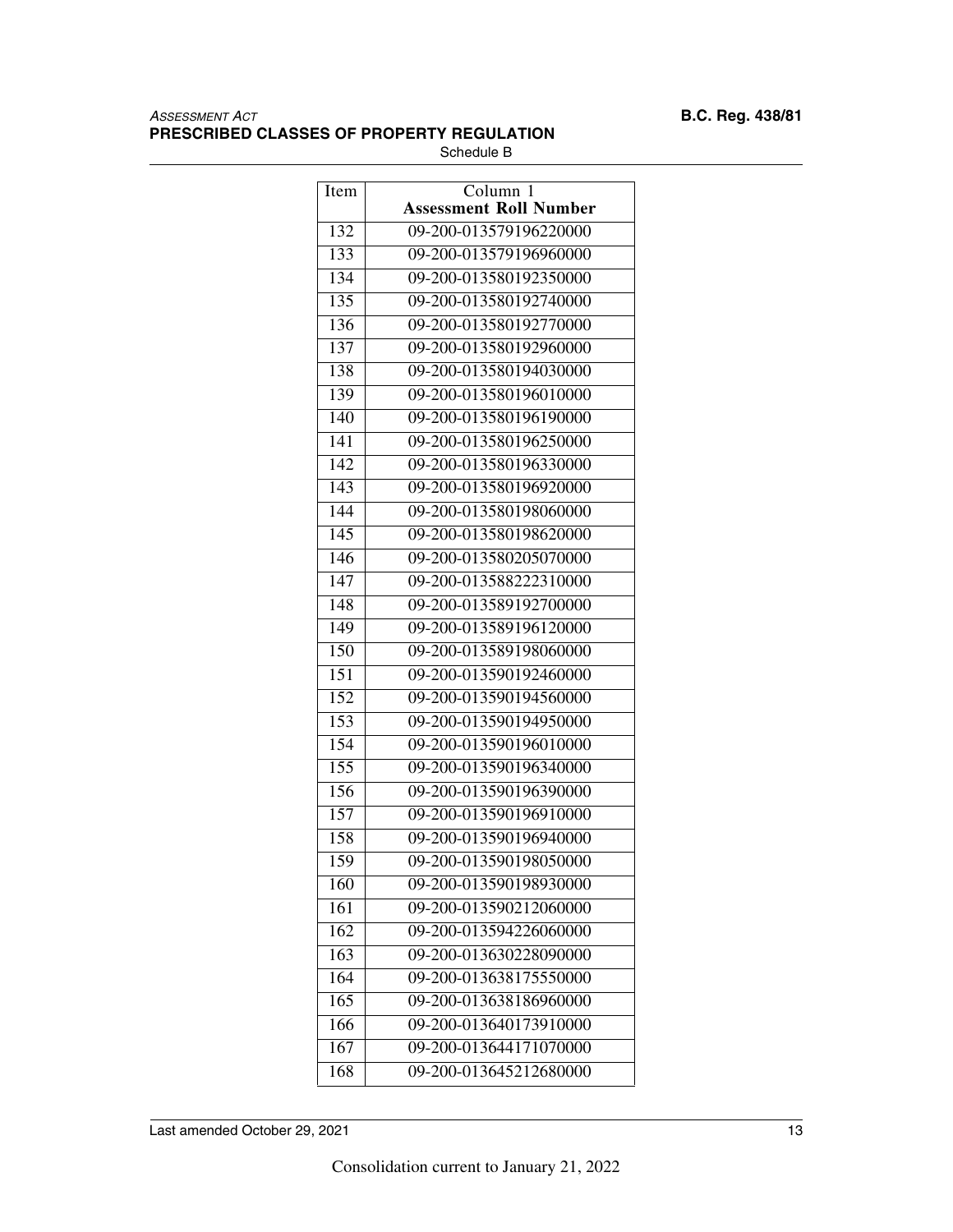| Item | Column 1<br>**Assessment Roll Number** |
|---|---|
| 132 | 09-200-013579196220000 |
| 133 | 09-200-013579196960000 |
| 134 | 09-200-013580192350000 |
| 135 | 09-200-013580192740000 |
| 136 | 09-200-013580192770000 |
| 137 | 09-200-013580192960000 |
| 138 | 09-200-013580194030000 |
| 139 | 09-200-013580196010000 |
| 140 | 09-200-013580196190000 |
| 141 | 09-200-013580196250000 |
| 142 | 09-200-013580196330000 |
| 143 | 09-200-013580196920000 |
| 144 | 09-200-013580198060000 |
| 145 | 09-200-013580198620000 |
| 146 | 09-200-013580205070000 |
| 147 | 09-200-013588222310000 |
| 148 | 09-200-013589192700000 |
| 149 | 09-200-013589196120000 |
| 150 | 09-200-013589198060000 |
| 151 | 09-200-013590192460000 |
| 152 | 09-200-013590194560000 |
| 153 | 09-200-013590194950000 |
| 154 | 09-200-013590196010000 |
| 155 | 09-200-013590196340000 |
| 156 | 09-200-013590196390000 |
| 157 | 09-200-013590196910000 |
| 158 | 09-200-013590196940000 |
| 159 | 09-200-013590198050000 |
| 160 | 09-200-013590198930000 |
| 161 | 09-200-013590212060000 |
| 162 | 09-200-013594226060000 |
| 163 | 09-200-013630228090000 |
| 164 | 09-200-013638175550000 |
| 165 | 09-200-013638186960000 |
| 166 | 09-200-013640173910000 |
| 167 | 09-200-013644171070000 |
| 168 | 09-200-013645212680000 |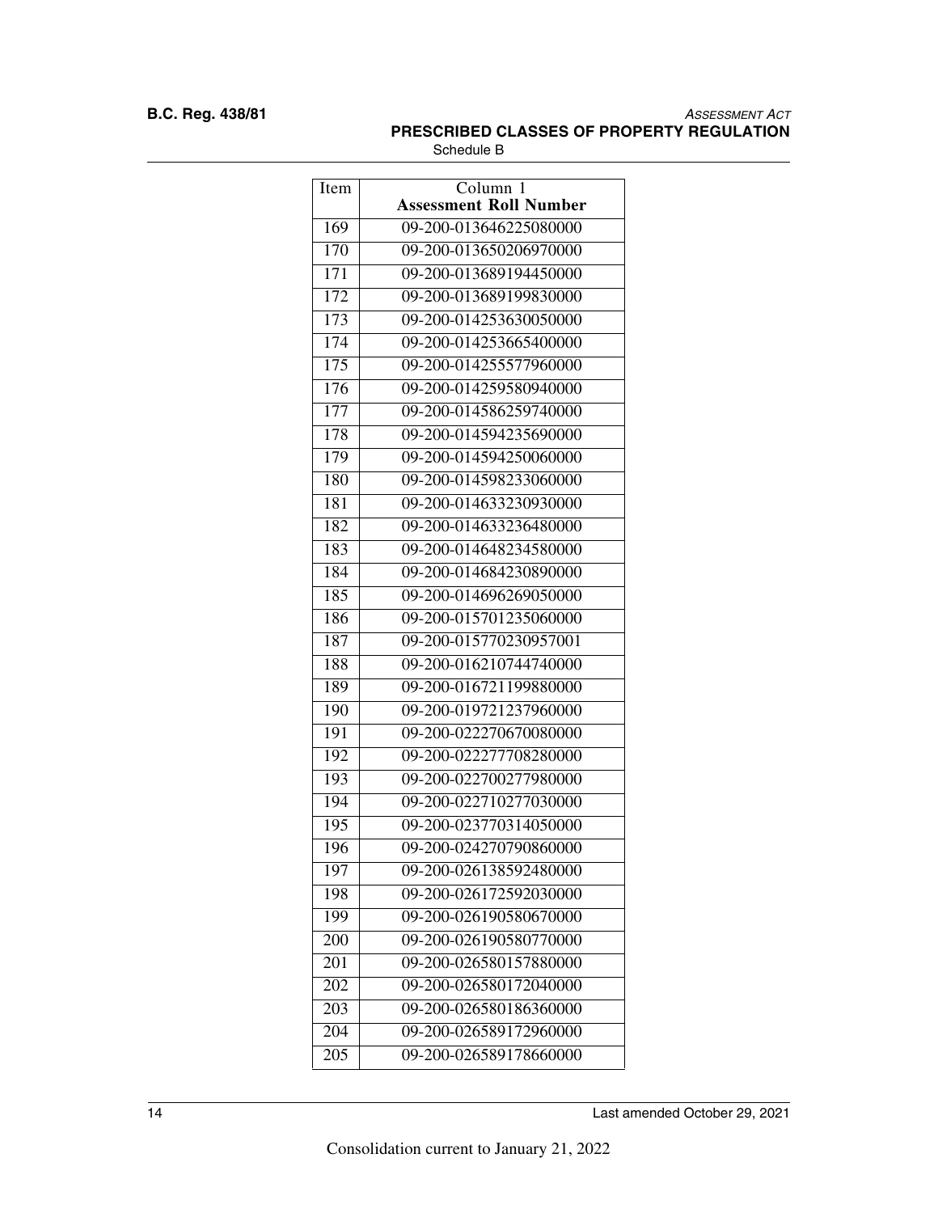| Item | Column 1<br>**Assessment Roll Number** |
| --- | --- |
| 169 | 09-200-013646225080000 |
| 170 | 09-200-013650206970000 |
| 171 | 09-200-013689194450000 |
| 172 | 09-200-013689199830000 |
| 173 | 09-200-014253630050000 |
| 174 | 09-200-014253665400000 |
| 175 | 09-200-014255577960000 |
| 176 | 09-200-014259580940000 |
| 177 | 09-200-014586259740000 |
| 178 | 09-200-014594235690000 |
| 179 | 09-200-014594250060000 |
| 180 | 09-200-014598233060000 |
| 181 | 09-200-014633230930000 |
| 182 | 09-200-014633236480000 |
| 183 | 09-200-014648234580000 |
| 184 | 09-200-014684230890000 |
| 185 | 09-200-014696269050000 |
| 186 | 09-200-015701235060000 |
| 187 | 09-200-015770230957001 |
| 188 | 09-200-016210744740000 |
| 189 | 09-200-016721199880000 |
| 190 | 09-200-019721237960000 |
| 191 | 09-200-022270670080000 |
| 192 | 09-200-022277708280000 |
| 193 | 09-200-022700277980000 |
| 194 | 09-200-022710277030000 |
| 195 | 09-200-023770314050000 |
| 196 | 09-200-024270790860000 |
| 197 | 09-200-026138592480000 |
| 198 | 09-200-026172592030000 |
| 199 | 09-200-026190580670000 |
| 200 | 09-200-026190580770000 |
| 201 | 09-200-026580157880000 |
| 202 | 09-200-026580172040000 |
| 203 | 09-200-026580186360000 |
| 204 | 09-200-026589172960000 |
| 205 | 09-200-026589178660000 |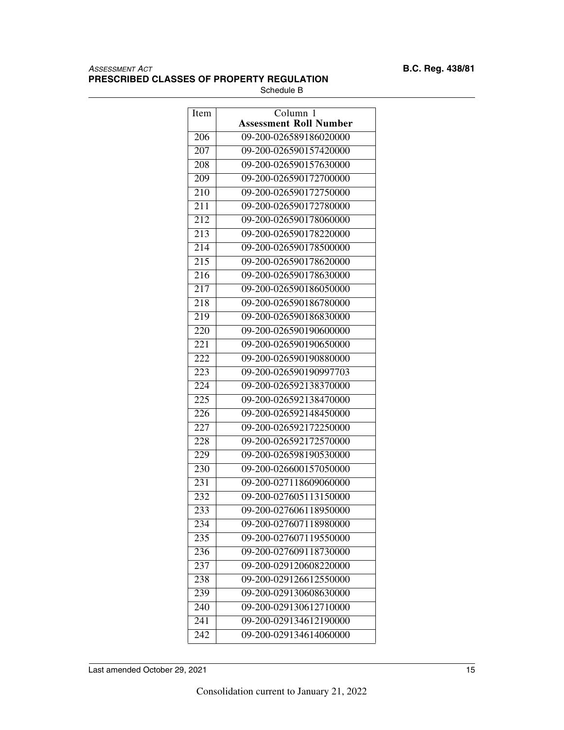| Item | Column 1<br>**Assessment Roll Number** |
|---|---|
| 206 | 09-200-026589186020000 |
| 207 | 09-200-026590157420000 |
| 208 | 09-200-026590157630000 |
| 209 | 09-200-026590172700000 |
| 210 | 09-200-026590172750000 |
| 211 | 09-200-026590172780000 |
| 212 | 09-200-026590178060000 |
| 213 | 09-200-026590178220000 |
| 214 | 09-200-026590178500000 |
| 215 | 09-200-026590178620000 |
| 216 | 09-200-026590178630000 |
| 217 | 09-200-026590186050000 |
| 218 | 09-200-026590186780000 |
| 219 | 09-200-026590186830000 |
| 220 | 09-200-026590190600000 |
| 221 | 09-200-026590190650000 |
| 222 | 09-200-026590190880000 |
| 223 | 09-200-026590190997703 |
| 224 | 09-200-026592138370000 |
| 225 | 09-200-026592138470000 |
| 226 | 09-200-026592148450000 |
| 227 | 09-200-026592172250000 |
| 228 | 09-200-026592172570000 |
| 229 | 09-200-026598190530000 |
| 230 | 09-200-026600157050000 |
| 231 | 09-200-027118609060000 |
| 232 | 09-200-027605113150000 |
| 233 | 09-200-027606118950000 |
| 234 | 09-200-027607118980000 |
| 235 | 09-200-027607119550000 |
| 236 | 09-200-027609118730000 |
| 237 | 09-200-029120608220000 |
| 238 | 09-200-029126612550000 |
| 239 | 09-200-029130608630000 |
| 240 | 09-200-029130612710000 |
| 241 | 09-200-029134612190000 |
| 242 | 09-200-029134614060000 |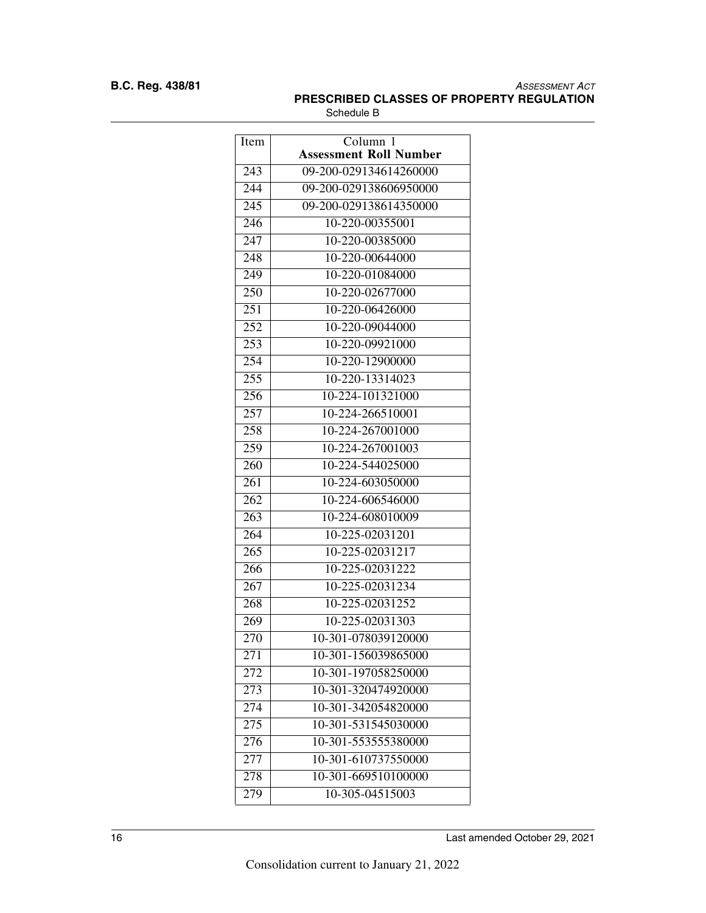| Item | Column 1<br>**Assessment Roll Number** |
|---|---|
| 243 | 09-200-029134614260000 |
| 244 | 09-200-029138606950000 |
| 245 | 09-200-029138614350000 |
| 246 | 10-220-00355001 |
| 247 | 10-220-00385000 |
| 248 | 10-220-00644000 |
| 249 | 10-220-01084000 |
| 250 | 10-220-02677000 |
| 251 | 10-220-06426000 |
| 252 | 10-220-09044000 |
| 253 | 10-220-09921000 |
| 254 | 10-220-12900000 |
| 255 | 10-220-13314023 |
| 256 | 10-224-101321000 |
| 257 | 10-224-266510001 |
| 258 | 10-224-267001000 |
| 259 | 10-224-267001003 |
| 260 | 10-224-544025000 |
| 261 | 10-224-603050000 |
| 262 | 10-224-606546000 |
| 263 | 10-224-608010009 |
| 264 | 10-225-02031201 |
| 265 | 10-225-02031217 |
| 266 | 10-225-02031222 |
| 267 | 10-225-02031234 |
| 268 | 10-225-02031252 |
| 269 | 10-225-02031303 |
| 270 | 10-301-078039120000 |
| 271 | 10-301-156039865000 |
| 272 | 10-301-197058250000 |
| 273 | 10-301-320474920000 |
| 274 | 10-301-342054820000 |
| 275 | 10-301-531545030000 |
| 276 | 10-301-553555380000 |
| 277 | 10-301-610737550000 |
| 278 | 10-301-669510100000 |
| 279 | 10-305-04515003 |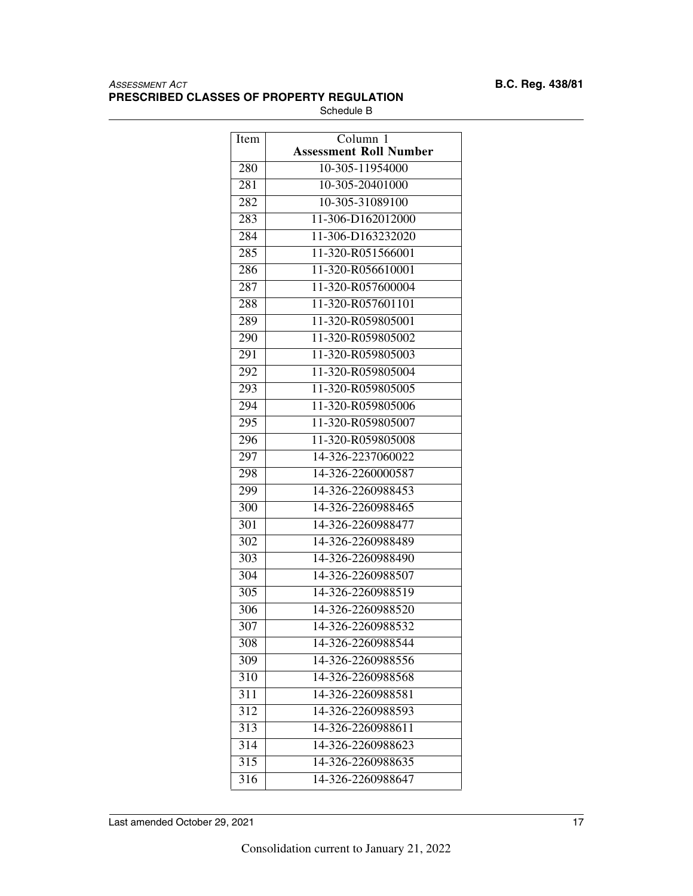| Item | Column 1<br>**Assessment Roll Number** |
| --- | --- |
| 280 | 10-305-11954000 |
| 281 | 10-305-20401000 |
| 282 | 10-305-31089100 |
| 283 | 11-306-D162012000 |
| 284 | 11-306-D163232020 |
| 285 | 11-320-R051566001 |
| 286 | 11-320-R056610001 |
| 287 | 11-320-R057600004 |
| 288 | 11-320-R057601101 |
| 289 | 11-320-R059805001 |
| 290 | 11-320-R059805002 |
| 291 | 11-320-R059805003 |
| 292 | 11-320-R059805004 |
| 293 | 11-320-R059805005 |
| 294 | 11-320-R059805006 |
| 295 | 11-320-R059805007 |
| 296 | 11-320-R059805008 |
| 297 | 14-326-2237060022 |
| 298 | 14-326-2260000587 |
| 299 | 14-326-2260988453 |
| 300 | 14-326-2260988465 |
| 301 | 14-326-2260988477 |
| 302 | 14-326-2260988489 |
| 303 | 14-326-2260988490 |
| 304 | 14-326-2260988507 |
| 305 | 14-326-2260988519 |
| 306 | 14-326-2260988520 |
| 307 | 14-326-2260988532 |
| 308 | 14-326-2260988544 |
| 309 | 14-326-2260988556 |
| 310 | 14-326-2260988568 |
| 311 | 14-326-2260988581 |
| 312 | 14-326-2260988593 |
| 313 | 14-326-2260988611 |
| 314 | 14-326-2260988623 |
| 315 | 14-326-2260988635 |
| 316 | 14-326-2260988647 |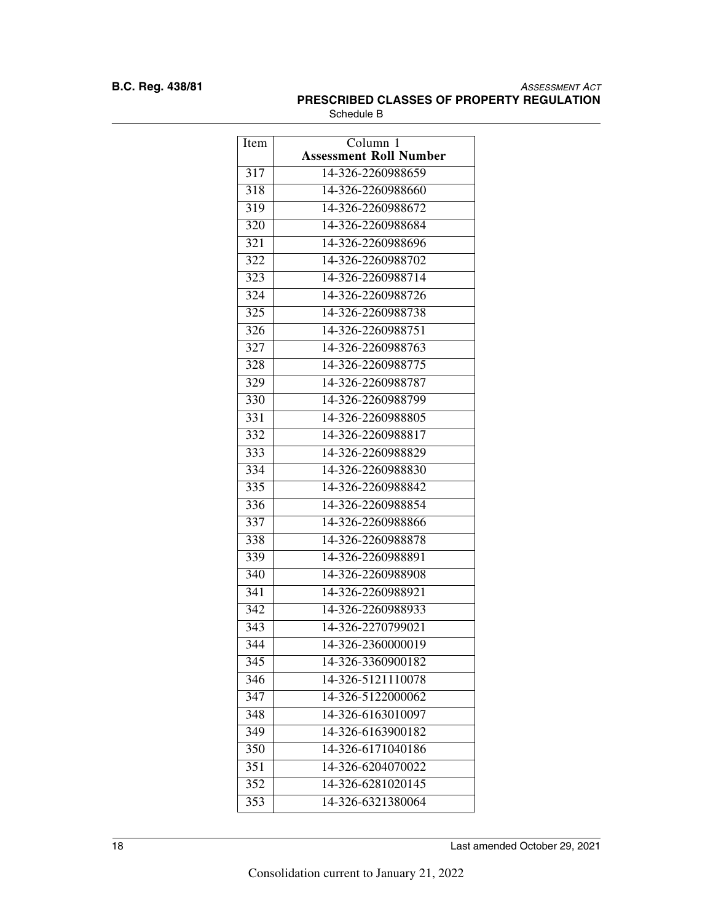| Item | Column 1<br>**Assessment Roll Number** |
| --- | --- |
| 317 | 14-326-2260988659 |
| 318 | 14-326-2260988660 |
| 319 | 14-326-2260988672 |
| 320 | 14-326-2260988684 |
| 321 | 14-326-2260988696 |
| 322 | 14-326-2260988702 |
| 323 | 14-326-2260988714 |
| 324 | 14-326-2260988726 |
| 325 | 14-326-2260988738 |
| 326 | 14-326-2260988751 |
| 327 | 14-326-2260988763 |
| 328 | 14-326-2260988775 |
| 329 | 14-326-2260988787 |
| 330 | 14-326-2260988799 |
| 331 | 14-326-2260988805 |
| 332 | 14-326-2260988817 |
| 333 | 14-326-2260988829 |
| 334 | 14-326-2260988830 |
| 335 | 14-326-2260988842 |
| 336 | 14-326-2260988854 |
| 337 | 14-326-2260988866 |
| 338 | 14-326-2260988878 |
| 339 | 14-326-2260988891 |
| 340 | 14-326-2260988908 |
| 341 | 14-326-2260988921 |
| 342 | 14-326-2260988933 |
| 343 | 14-326-2270799021 |
| 344 | 14-326-2360000019 |
| 345 | 14-326-3360900182 |
| 346 | 14-326-5121110078 |
| 347 | 14-326-5122000062 |
| 348 | 14-326-6163010097 |
| 349 | 14-326-6163900182 |
| 350 | 14-326-6171040186 |
| 351 | 14-326-6204070022 |
| 352 | 14-326-6281020145 |
| 353 | 14-326-6321380064 |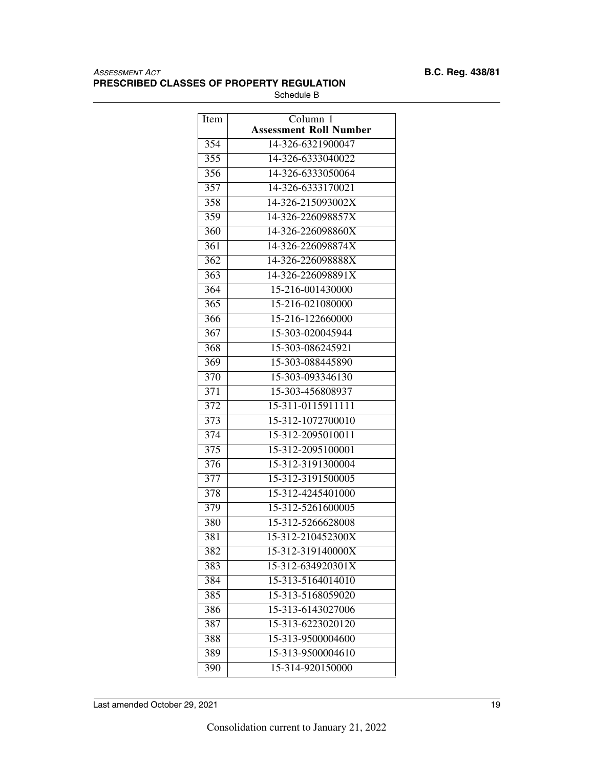| Item | Column 1<br>**Assessment Roll Number** |
|---|---|
| 354 | 14-326-6321900047 |
| 355 | 14-326-6333040022 |
| 356 | 14-326-6333050064 |
| 357 | 14-326-6333170021 |
| 358 | 14-326-215093002X |
| 359 | 14-326-226098857X |
| 360 | 14-326-226098860X |
| 361 | 14-326-226098874X |
| 362 | 14-326-226098888X |
| 363 | 14-326-226098891X |
| 364 | 15-216-001430000 |
| 365 | 15-216-021080000 |
| 366 | 15-216-122660000 |
| 367 | 15-303-020045944 |
| 368 | 15-303-086245921 |
| 369 | 15-303-088445890 |
| 370 | 15-303-093346130 |
| 371 | 15-303-456808937 |
| 372 | 15-311-0115911111 |
| 373 | 15-312-1072700010 |
| 374 | 15-312-2095010011 |
| 375 | 15-312-2095100001 |
| 376 | 15-312-3191300004 |
| 377 | 15-312-3191500005 |
| 378 | 15-312-4245401000 |
| 379 | 15-312-5261600005 |
| 380 | 15-312-5266628008 |
| 381 | 15-312-210452300X |
| 382 | 15-312-319140000X |
| 383 | 15-312-634920301X |
| 384 | 15-313-5164014010 |
| 385 | 15-313-5168059020 |
| 386 | 15-313-6143027006 |
| 387 | 15-313-6223020120 |
| 388 | 15-313-9500004600 |
| 389 | 15-313-9500004610 |
| 390 | 15-314-920150000 |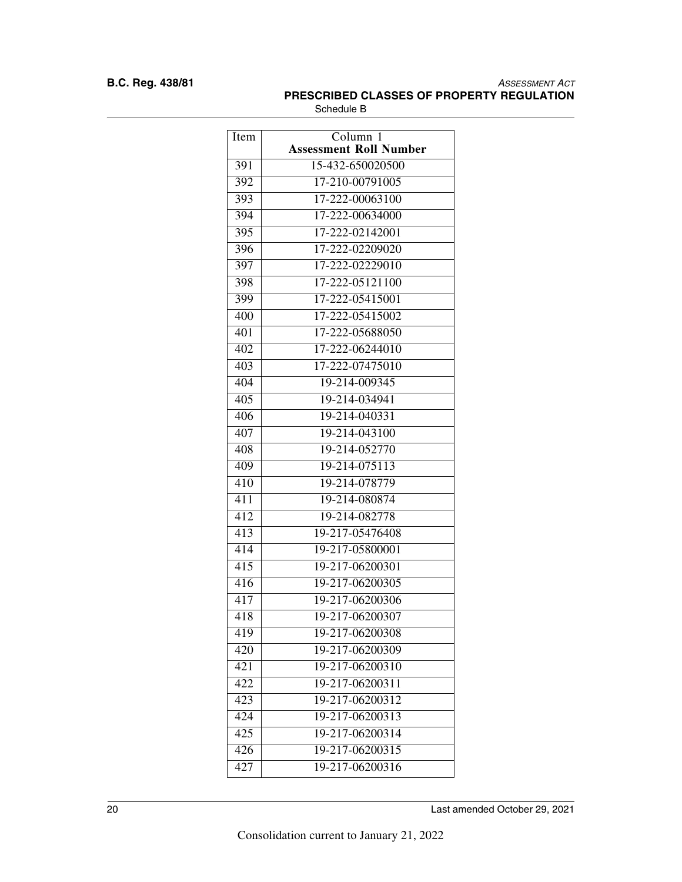| Item | Column 1<br>**Assessment Roll Number** |
|---|---|
| 391 | 15-432-650020500 |
| 392 | 17-210-00791005 |
| 393 | 17-222-00063100 |
| 394 | 17-222-00634000 |
| 395 | 17-222-02142001 |
| 396 | 17-222-02209020 |
| 397 | 17-222-02229010 |
| 398 | 17-222-05121100 |
| 399 | 17-222-05415001 |
| 400 | 17-222-05415002 |
| 401 | 17-222-05688050 |
| 402 | 17-222-06244010 |
| 403 | 17-222-07475010 |
| 404 | 19-214-009345 |
| 405 | 19-214-034941 |
| 406 | 19-214-040331 |
| 407 | 19-214-043100 |
| 408 | 19-214-052770 |
| 409 | 19-214-075113 |
| 410 | 19-214-078779 |
| 411 | 19-214-080874 |
| 412 | 19-214-082778 |
| 413 | 19-217-05476408 |
| 414 | 19-217-05800001 |
| 415 | 19-217-06200301 |
| 416 | 19-217-06200305 |
| 417 | 19-217-06200306 |
| 418 | 19-217-06200307 |
| 419 | 19-217-06200308 |
| 420 | 19-217-06200309 |
| 421 | 19-217-06200310 |
| 422 | 19-217-06200311 |
| 423 | 19-217-06200312 |
| 424 | 19-217-06200313 |
| 425 | 19-217-06200314 |
| 426 | 19-217-06200315 |
| 427 | 19-217-06200316 |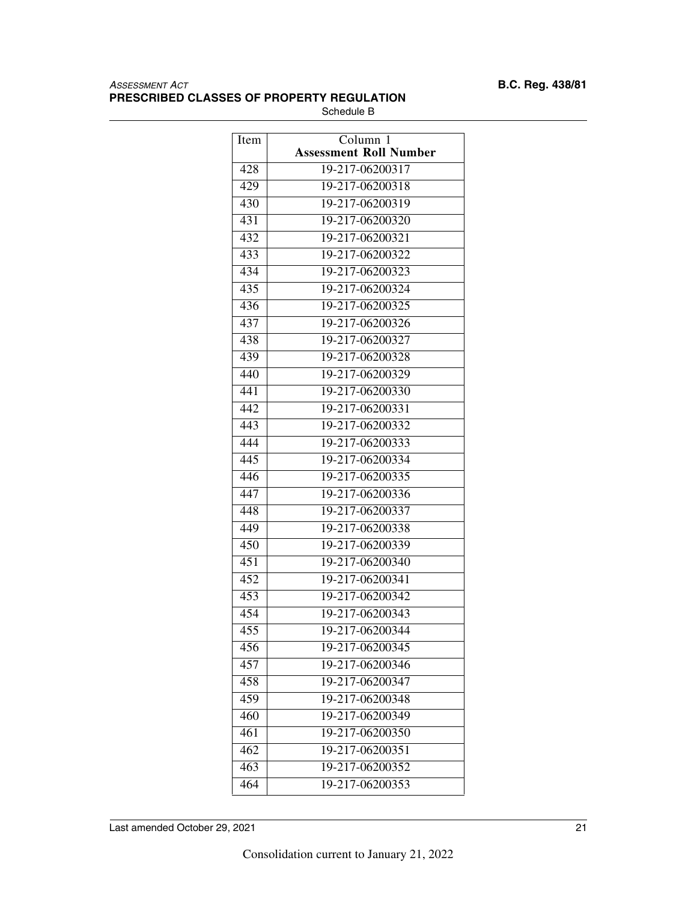| Item | Column 1<br>**Assessment Roll Number** |
| --- | --- |
| 428 | 19-217-06200317 |
| 429 | 19-217-06200318 |
| 430 | 19-217-06200319 |
| 431 | 19-217-06200320 |
| 432 | 19-217-06200321 |
| 433 | 19-217-06200322 |
| 434 | 19-217-06200323 |
| 435 | 19-217-06200324 |
| 436 | 19-217-06200325 |
| 437 | 19-217-06200326 |
| 438 | 19-217-06200327 |
| 439 | 19-217-06200328 |
| 440 | 19-217-06200329 |
| 441 | 19-217-06200330 |
| 442 | 19-217-06200331 |
| 443 | 19-217-06200332 |
| 444 | 19-217-06200333 |
| 445 | 19-217-06200334 |
| 446 | 19-217-06200335 |
| 447 | 19-217-06200336 |
| 448 | 19-217-06200337 |
| 449 | 19-217-06200338 |
| 450 | 19-217-06200339 |
| 451 | 19-217-06200340 |
| 452 | 19-217-06200341 |
| 453 | 19-217-06200342 |
| 454 | 19-217-06200343 |
| 455 | 19-217-06200344 |
| 456 | 19-217-06200345 |
| 457 | 19-217-06200346 |
| 458 | 19-217-06200347 |
| 459 | 19-217-06200348 |
| 460 | 19-217-06200349 |
| 461 | 19-217-06200350 |
| 462 | 19-217-06200351 |
| 463 | 19-217-06200352 |
| 464 | 19-217-06200353 |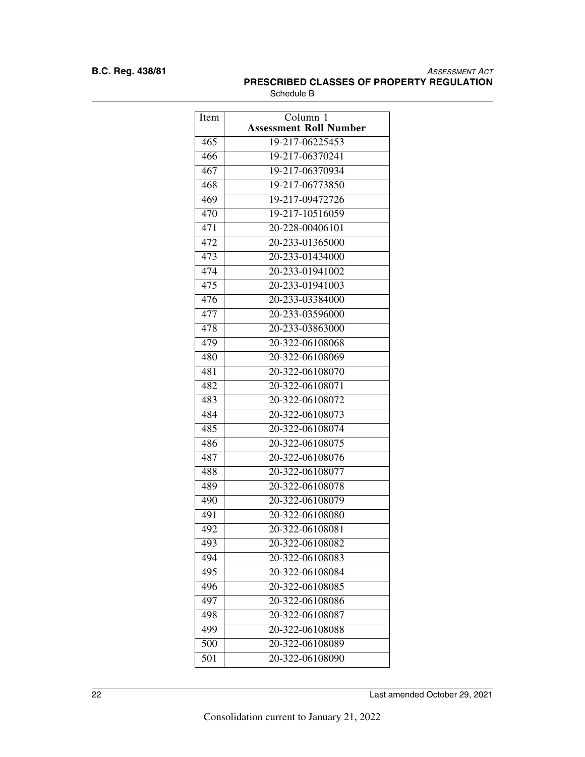| Item | Column 1<br>**Assessment Roll Number** |
| --- | --- |
| 465 | 19-217-06225453 |
| 466 | 19-217-06370241 |
| 467 | 19-217-06370934 |
| 468 | 19-217-06773850 |
| 469 | 19-217-09472726 |
| 470 | 19-217-10516059 |
| 471 | 20-228-00406101 |
| 472 | 20-233-01365000 |
| 473 | 20-233-01434000 |
| 474 | 20-233-01941002 |
| 475 | 20-233-01941003 |
| 476 | 20-233-03384000 |
| 477 | 20-233-03596000 |
| 478 | 20-233-03863000 |
| 479 | 20-322-06108068 |
| 480 | 20-322-06108069 |
| 481 | 20-322-06108070 |
| 482 | 20-322-06108071 |
| 483 | 20-322-06108072 |
| 484 | 20-322-06108073 |
| 485 | 20-322-06108074 |
| 486 | 20-322-06108075 |
| 487 | 20-322-06108076 |
| 488 | 20-322-06108077 |
| 489 | 20-322-06108078 |
| 490 | 20-322-06108079 |
| 491 | 20-322-06108080 |
| 492 | 20-322-06108081 |
| 493 | 20-322-06108082 |
| 494 | 20-322-06108083 |
| 495 | 20-322-06108084 |
| 496 | 20-322-06108085 |
| 497 | 20-322-06108086 |
| 498 | 20-322-06108087 |
| 499 | 20-322-06108088 |
| 500 | 20-322-06108089 |
| 501 | 20-322-06108090 |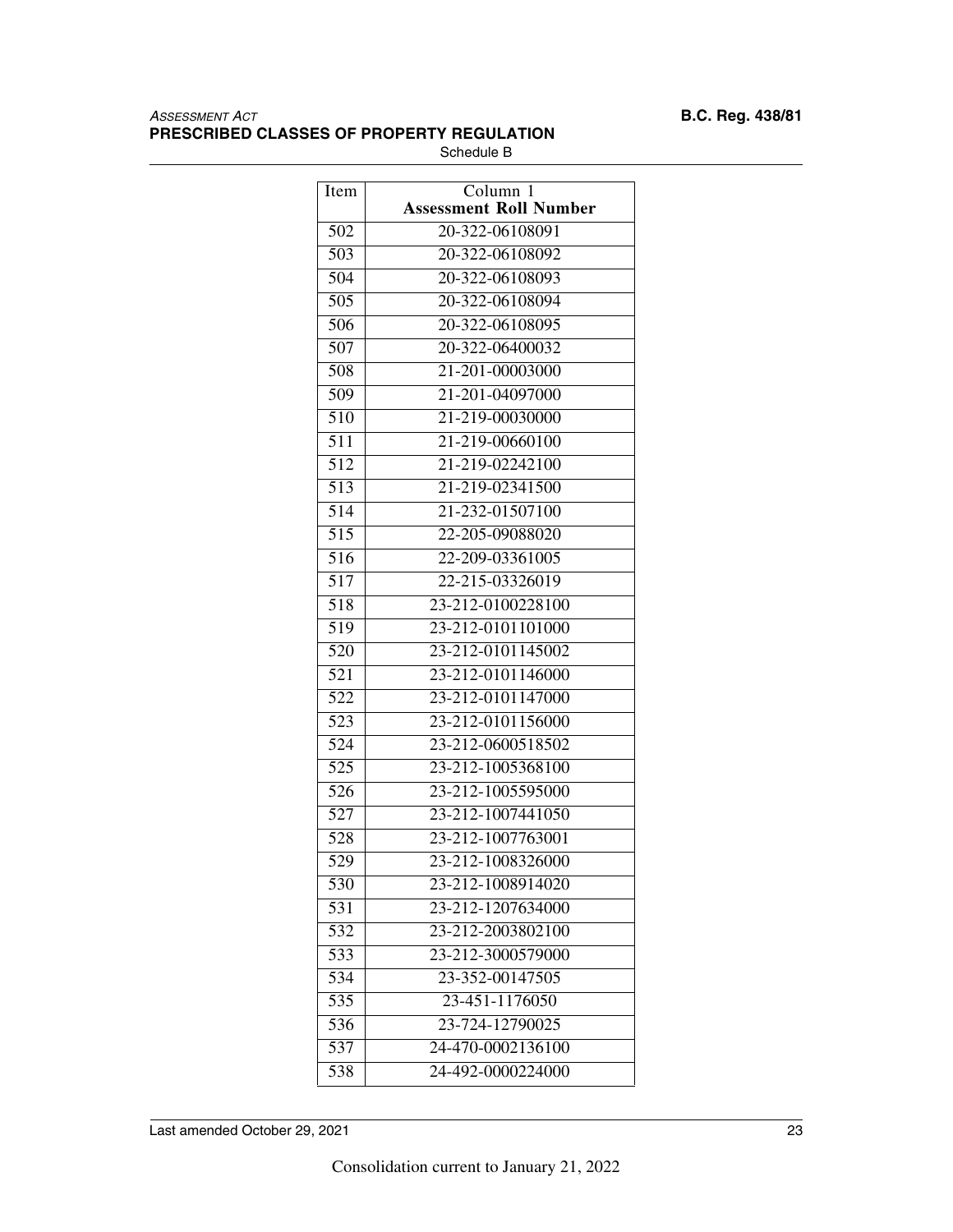| Item | Column 1 **Assessment Roll Number** |
|---|---|
| 502 | 20-322-06108091 |
| 503 | 20-322-06108092 |
| 504 | 20-322-06108093 |
| 505 | 20-322-06108094 |
| 506 | 20-322-06108095 |
| 507 | 20-322-06400032 |
| 508 | 21-201-00003000 |
| 509 | 21-201-04097000 |
| 510 | 21-219-00030000 |
| 511 | 21-219-00660100 |
| 512 | 21-219-02242100 |
| 513 | 21-219-02341500 |
| 514 | 21-232-01507100 |
| 515 | 22-205-09088020 |
| 516 | 22-209-03361005 |
| 517 | 22-215-03326019 |
| 518 | 23-212-0100228100 |
| 519 | 23-212-0101101000 |
| 520 | 23-212-0101145002 |
| 521 | 23-212-0101146000 |
| 522 | 23-212-0101147000 |
| 523 | 23-212-0101156000 |
| 524 | 23-212-0600518502 |
| 525 | 23-212-1005368100 |
| 526 | 23-212-1005595000 |
| 527 | 23-212-1007441050 |
| 528 | 23-212-1007763001 |
| 529 | 23-212-1008326000 |
| 530 | 23-212-1008914020 |
| 531 | 23-212-1207634000 |
| 532 | 23-212-2003802100 |
| 533 | 23-212-3000579000 |
| 534 | 23-352-00147505 |
| 535 | 23-451-1176050 |
| 536 | 23-724-12790025 |
| 537 | 24-470-0002136100 |
| 538 | 24-492-0000224000 |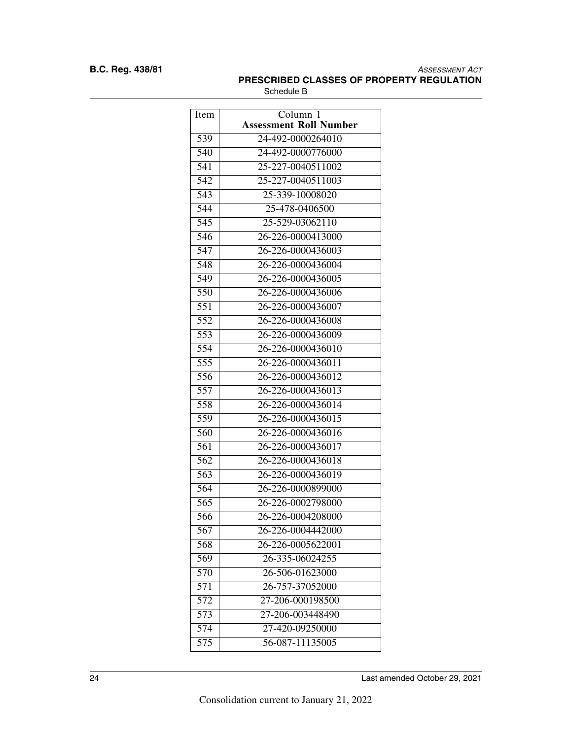| Item | Column 1<br>**Assessment Roll Number** |
|---|---|
| 539 | 24-492-0000264010 |
| 540 | 24-492-0000776000 |
| 541 | 25-227-0040511002 |
| 542 | 25-227-0040511003 |
| 543 | 25-339-10008020 |
| 544 | 25-478-0406500 |
| 545 | 25-529-03062110 |
| 546 | 26-226-0000413000 |
| 547 | 26-226-0000436003 |
| 548 | 26-226-0000436004 |
| 549 | 26-226-0000436005 |
| 550 | 26-226-0000436006 |
| 551 | 26-226-0000436007 |
| 552 | 26-226-0000436008 |
| 553 | 26-226-0000436009 |
| 554 | 26-226-0000436010 |
| 555 | 26-226-0000436011 |
| 556 | 26-226-0000436012 |
| 557 | 26-226-0000436013 |
| 558 | 26-226-0000436014 |
| 559 | 26-226-0000436015 |
| 560 | 26-226-0000436016 |
| 561 | 26-226-0000436017 |
| 562 | 26-226-0000436018 |
| 563 | 26-226-0000436019 |
| 564 | 26-226-0000899000 |
| 565 | 26-226-0002798000 |
| 566 | 26-226-0004208000 |
| 567 | 26-226-0004442000 |
| 568 | 26-226-0005622001 |
| 569 | 26-335-06024255 |
| 570 | 26-506-01623000 |
| 571 | 26-757-37052000 |
| 572 | 27-206-000198500 |
| 573 | 27-206-003448490 |
| 574 | 27-420-09250000 |
| 575 | 56-087-11135005 |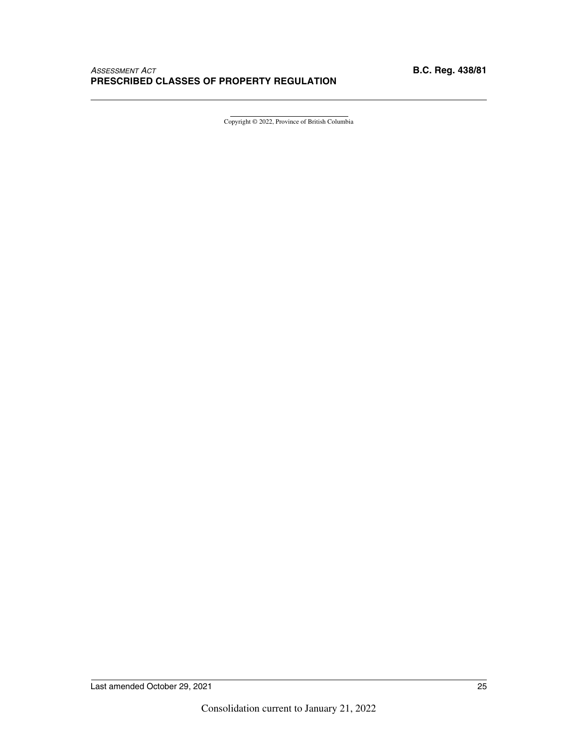Copyright © 2022, Province of British Columbia